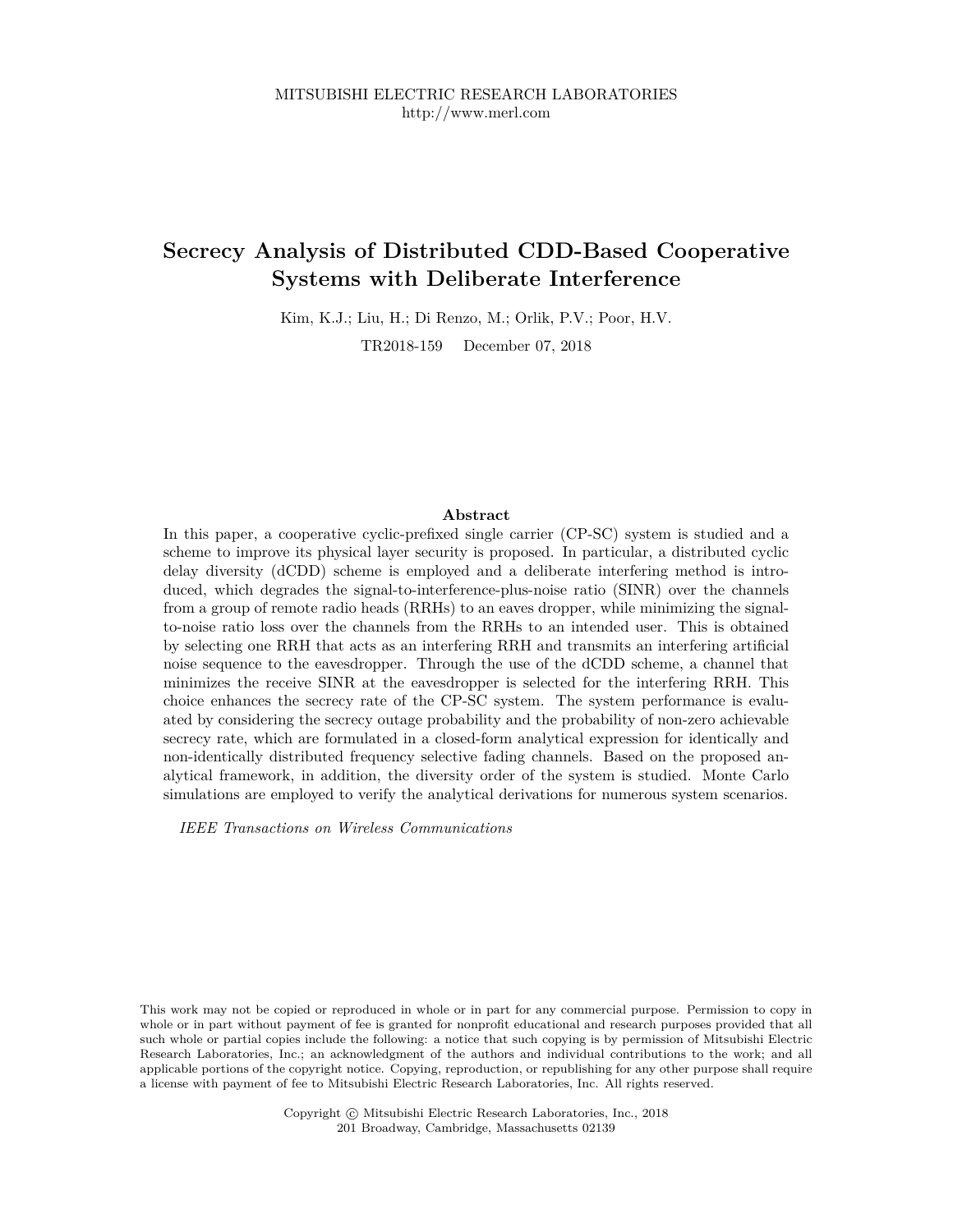MITSUBISHI ELECTRIC RESEARCH LABORATORIES
http://www.merl.com

# Secrecy Analysis of Distributed CDD-Based Cooperative Systems with Deliberate Interference

Kim, K.J.; Liu, H.; Di Renzo, M.; Orlik, P.V.; Poor, H.V.

TR2018-159 December 07, 2018

## Abstract

In this paper, a cooperative cyclic-prefixed single carrier (CP-SC) system is studied and a scheme to improve its physical layer security is proposed. In particular, a distributed cyclic delay diversity (dCDD) scheme is employed and a deliberate interfering method is introduced, which degrades the signal-to-interference-plus-noise ratio (SINR) over the channels from a group of remote radio heads (RRHs) to an eaves dropper, while minimizing the signal-to-noise ratio loss over the channels from the RRHs to an intended user. This is obtained by selecting one RRH that acts as an interfering RRH and transmits an interfering artificial noise sequence to the eavesdropper. Through the use of the dCDD scheme, a channel that minimizes the receive SINR at the eavesdropper is selected for the interfering RRH. This choice enhances the secrecy rate of the CP-SC system. The system performance is evaluated by considering the secrecy outage probability and the probability of non-zero achievable secrecy rate, which are formulated in a closed-form analytical expression for identically and non-identically distributed frequency selective fading channels. Based on the proposed analytical framework, in addition, the diversity order of the system is studied. Monte Carlo simulations are employed to verify the analytical derivations for numerous system scenarios.

*IEEE Transactions on Wireless Communications*

This work may not be copied or reproduced in whole or in part for any commercial purpose. Permission to copy in whole or in part without payment of fee is granted for nonprofit educational and research purposes provided that all such whole or partial copies include the following: a notice that such copying is by permission of Mitsubishi Electric Research Laboratories, Inc.; an acknowledgment of the authors and individual contributions to the work; and all applicable portions of the copyright notice. Copying, reproduction, or republishing for any other purpose shall require a license with payment of fee to Mitsubishi Electric Research Laboratories, Inc. All rights reserved.

Copyright © Mitsubishi Electric Research Laboratories, Inc., 2018
201 Broadway, Cambridge, Massachusetts 02139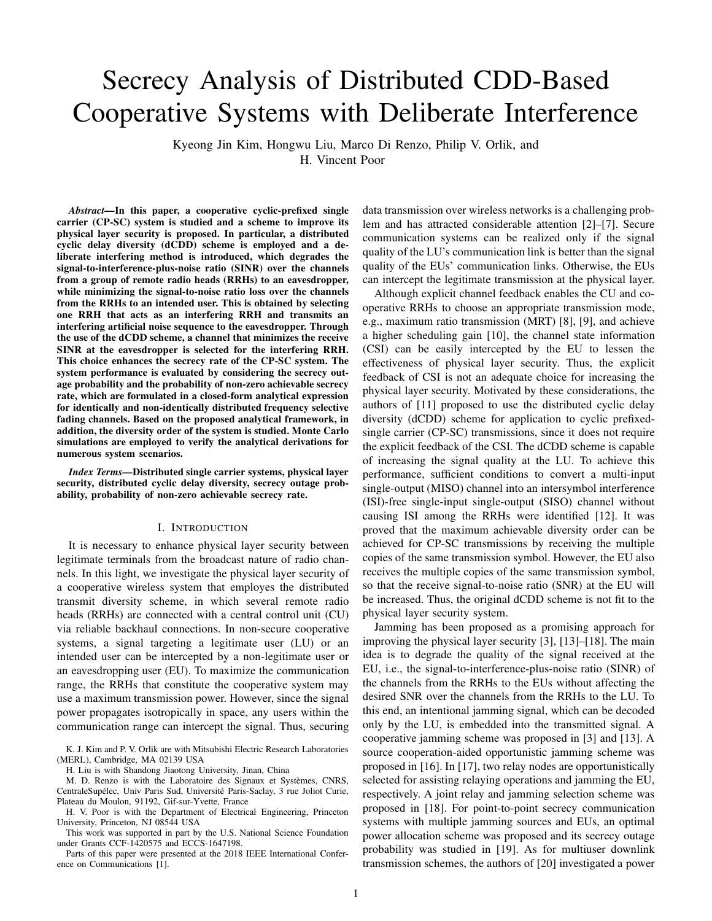# Secrecy Analysis of Distributed CDD-Based Cooperative Systems with Deliberate Interference

Kyeong Jin Kim, Hongwu Liu, Marco Di Renzo, Philip V. Orlik, and H. Vincent Poor

***Abstract*—In this paper, a cooperative cyclic-prefixed single carrier (CP-SC) system is studied and a scheme to improve its physical layer security is proposed. In particular, a distributed cyclic delay diversity (dCDD) scheme is employed and a deliberate interfering method is introduced, which degrades the signal-to-interference-plus-noise ratio (SINR) over the channels from a group of remote radio heads (RRHs) to an eavesdropper, while minimizing the signal-to-noise ratio loss over the channels from the RRHs to an intended user. This is obtained by selecting one RRH that acts as an interfering RRH and transmits an interfering artificial noise sequence to the eavesdropper. Through the use of the dCDD scheme, a channel that minimizes the receive SINR at the eavesdropper is selected for the interfering RRH. This choice enhances the secrecy rate of the CP-SC system. The system performance is evaluated by considering the secrecy outage probability and the probability of non-zero achievable secrecy rate, which are formulated in a closed-form analytical expression for identically and non-identically distributed frequency selective fading channels. Based on the proposed analytical framework, in addition, the diversity order of the system is studied. Monte Carlo simulations are employed to verify the analytical derivations for numerous system scenarios.**

***Index Terms*—Distributed single carrier systems, physical layer security, distributed cyclic delay diversity, secrecy outage probability, probability of non-zero achievable secrecy rate.**

## I. Introduction

It is necessary to enhance physical layer security between legitimate terminals from the broadcast nature of radio channels. In this light, we investigate the physical layer security of a cooperative wireless system that employs the distributed transmit diversity scheme, in which several remote radio heads (RRHs) are connected with a central control unit (CU) via reliable backhaul connections. In non-secure cooperative systems, a signal targeting a legitimate user (LU) or an intended user can be intercepted by a non-legitimate user or an eavesdropping user (EU). To maximize the communication range, the RRHs that constitute the cooperative system may use a maximum transmission power. However, since the signal power propagates isotropically in space, any users within the communication range can intercept the signal. Thus, securing data transmission over wireless networks is a challenging problem and has attracted considerable attention [2]–[7]. Secure communication systems can be realized only if the signal quality of the LU's communication link is better than the signal quality of the EUs' communication links. Otherwise, the EUs can intercept the legitimate transmission at the physical layer.

Although explicit channel feedback enables the CU and cooperative RRHs to choose an appropriate transmission mode, e.g., maximum ratio transmission (MRT) [8], [9], and achieve a higher scheduling gain [10], the channel state information (CSI) can be easily intercepted by the EU to lessen the effectiveness of physical layer security. Thus, the explicit feedback of CSI is not an adequate choice for increasing the physical layer security. Motivated by these considerations, the authors of [11] proposed to use the distributed cyclic delay diversity (dCDD) scheme for application to cyclic prefixed-single carrier (CP-SC) transmissions, since it does not require the explicit feedback of the CSI. The dCDD scheme is capable of increasing the signal quality at the LU. To achieve this performance, sufficient conditions to convert a multi-input single-output (MISO) channel into an intersymbol interference (ISI)-free single-input single-output (SISO) channel without causing ISI among the RRHs were identified [12]. It was proved that the maximum achievable diversity order can be achieved for CP-SC transmissions by receiving the multiple copies of the same transmission symbol. However, the EU also receives the multiple copies of the same transmission symbol, so that the receive signal-to-noise ratio (SNR) at the EU will be increased. Thus, the original dCDD scheme is not fit to the physical layer security system.

Jamming has been proposed as a promising approach for improving the physical layer security [3], [13]–[18]. The main idea is to degrade the quality of the signal received at the EU, i.e., the signal-to-interference-plus-noise ratio (SINR) of the channels from the RRHs to the EUs without affecting the desired SNR over the channels from the RRHs to the LU. To this end, an intentional jamming signal, which can be decoded only by the LU, is embedded into the transmitted signal. A cooperative jamming scheme was proposed in [3] and [13]. A source cooperation-aided opportunistic jamming scheme was proposed in [16]. In [17], two relay nodes are opportunistically selected for assisting relaying operations and jamming the EU, respectively. A joint relay and jamming selection scheme was proposed in [18]. For point-to-point secrecy communication systems with multiple jamming sources and EUs, an optimal power allocation scheme was proposed and its secrecy outage probability was studied in [19]. As for multiuser downlink transmission schemes, the authors of [20] investigated a power

K. J. Kim and P. V. Orlik are with Mitsubishi Electric Research Laboratories (MERL), Cambridge, MA 02139 USA

H. Liu is with Shandong Jiaotong University, Jinan, China

M. D. Renzo is with the Laboratoire des Signaux et Systèmes, CNRS, CentraleSupélec, Univ Paris Sud, Université Paris-Saclay, 3 rue Joliot Curie, Plateau du Moulon, 91192, Gif-sur-Yvette, France

H. V. Poor is with the Department of Electrical Engineering, Princeton University, Princeton, NJ 08544 USA

This work was supported in part by the U.S. National Science Foundation under Grants CCF-1420575 and ECCS-1647198.

Parts of this paper were presented at the 2018 IEEE International Conference on Communications [1].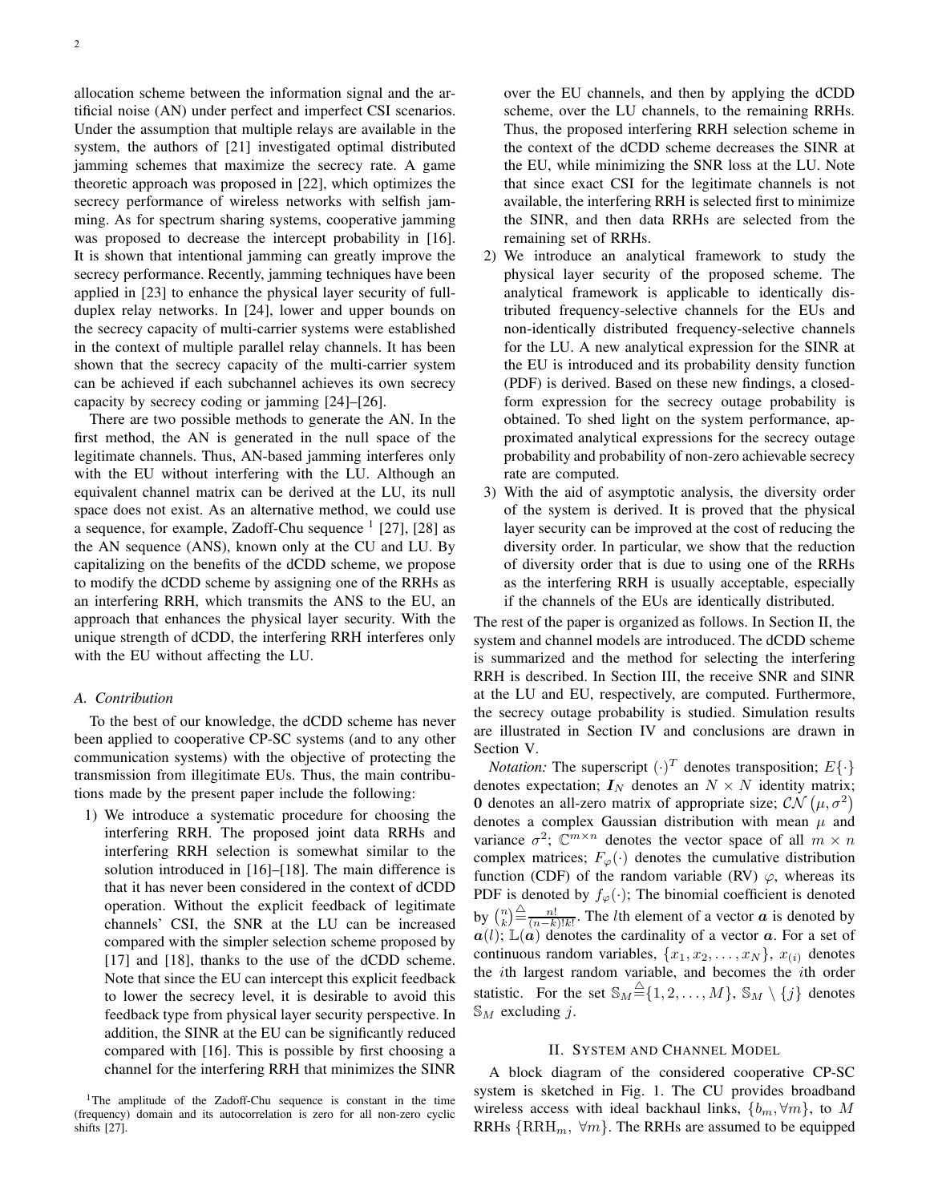allocation scheme between the information signal and the artificial noise (AN) under perfect and imperfect CSI scenarios. Under the assumption that multiple relays are available in the system, the authors of [21] investigated optimal distributed jamming schemes that maximize the secrecy rate. A game theoretic approach was proposed in [22], which optimizes the secrecy performance of wireless networks with selfish jamming. As for spectrum sharing systems, cooperative jamming was proposed to decrease the intercept probability in [16]. It is shown that intentional jamming can greatly improve the secrecy performance. Recently, jamming techniques have been applied in [23] to enhance the physical layer security of full-duplex relay networks. In [24], lower and upper bounds on the secrecy capacity of multi-carrier systems were established in the context of multiple parallel relay channels. It has been shown that the secrecy capacity of the multi-carrier system can be achieved if each subchannel achieves its own secrecy capacity by secrecy coding or jamming [24]–[26].

There are two possible methods to generate the AN. In the first method, the AN is generated in the null space of the legitimate channels. Thus, AN-based jamming interferes only with the EU without interfering with the LU. Although an equivalent channel matrix can be derived at the LU, its null space does not exist. As an alternative method, we could use a sequence, for example, Zadoff-Chu sequence [1] [27], [28] as the AN sequence (ANS), known only at the CU and LU. By capitalizing on the benefits of the dCDD scheme, we propose to modify the dCDD scheme by assigning one of the RRHs as an interfering RRH, which transmits the ANS to the EU, an approach that enhances the physical layer security. With the unique strength of dCDD, the interfering RRH interferes only with the EU without affecting the LU.

### A. Contribution

To the best of our knowledge, the dCDD scheme has never been applied to cooperative CP-SC systems (and to any other communication systems) with the objective of protecting the transmission from illegitimate EUs. Thus, the main contributions made by the present paper include the following:

1) We introduce a systematic procedure for choosing the interfering RRH. The proposed joint data RRHs and interfering RRH selection is somewhat similar to the solution introduced in [16]–[18]. The main difference is that it has never been considered in the context of dCDD operation. Without the explicit feedback of legitimate channels' CSI, the SNR at the LU can be increased compared with the simpler selection scheme proposed by [17] and [18], thanks to the use of the dCDD scheme. Note that since the EU can intercept this explicit feedback to lower the secrecy level, it is desirable to avoid this feedback type from physical layer security perspective. In addition, the SINR at the EU can be significantly reduced compared with [16]. This is possible by first choosing a channel for the interfering RRH that minimizes the SINR over the EU channels, and then by applying the dCDD scheme, over the LU channels, to the remaining RRHs. Thus, the proposed interfering RRH selection scheme in the context of the dCDD scheme decreases the SINR at the EU, while minimizing the SNR loss at the LU. Note that since exact CSI for the legitimate channels is not available, the interfering RRH is selected first to minimize the SINR, and then data RRHs are selected from the remaining set of RRHs.
2) We introduce an analytical framework to study the physical layer security of the proposed scheme. The analytical framework is applicable to identically distributed frequency-selective channels for the EUs and non-identically distributed frequency-selective channels for the LU. A new analytical expression for the SINR at the EU is introduced and its probability density function (PDF) is derived. Based on these new findings, a closed-form expression for the secrecy outage probability is obtained. To shed light on the system performance, approximated analytical expressions for the secrecy outage probability and probability of non-zero achievable secrecy rate are computed.
3) With the aid of asymptotic analysis, the diversity order of the system is derived. It is proved that the physical layer security can be improved at the cost of reducing the diversity order. In particular, we show that the reduction of diversity order that is due to using one of the RRHs as the interfering RRH is usually acceptable, especially if the channels of the EUs are identically distributed.

The rest of the paper is organized as follows. In Section II, the system and channel models are introduced. The dCDD scheme is summarized and the method for selecting the interfering RRH is described. In Section III, the receive SNR and SINR at the LU and EU, respectively, are computed. Furthermore, the secrecy outage probability is studied. Simulation results are illustrated in Section IV and conclusions are drawn in Section V.

*Notation:* The superscript $(\cdot)^T$ denotes transposition; $E\{\cdot\}$ denotes expectation; $\boldsymbol{I}_N$ denotes an $N \times N$ identity matrix; $\mathbf{0}$ denotes an all-zero matrix of appropriate size; $\mathcal{CN}(\mu, \sigma^2)$ denotes a complex Gaussian distribution with mean $\mu$ and variance $\sigma^2$; $\mathbb{C}^{m\times n}$ denotes the vector space of all $m \times n$ complex matrices; $F_\varphi(\cdot)$ denotes the cumulative distribution function (CDF) of the random variable (RV) $\varphi$, whereas its PDF is denoted by $f_\varphi(\cdot)$; The binomial coefficient is denoted by $\binom{n}{k} \triangleq \frac{n!}{(n-k)!k!}$. The $l$th element of a vector $\boldsymbol{a}$ is denoted by $\boldsymbol{a}(l)$; $\mathbb{L}(\boldsymbol{a})$ denotes the cardinality of a vector $\boldsymbol{a}$. For a set of continuous random variables, $\{x_1, x_2, \ldots, x_N\}$, $x_{(i)}$ denotes the $i$th largest random variable, and becomes the $i$th order statistic. For the set $\mathbb{S}_M \triangleq \{1, 2, \ldots, M\}$, $\mathbb{S}_M \setminus \{j\}$ denotes $\mathbb{S}_M$ excluding $j$.

## II. System and Channel Model

A block diagram of the considered cooperative CP-SC system is sketched in Fig. 1. The CU provides broadband wireless access with ideal backhaul links, $\{b_m, \forall m\}$, to $M$ RRHs $\{\mathrm{RRH}_m, \forall m\}$. The RRHs are assumed to be equipped

[1] The amplitude of the Zadoff-Chu sequence is constant in the time (frequency) domain and its autocorrelation is zero for all non-zero cyclic shifts [27].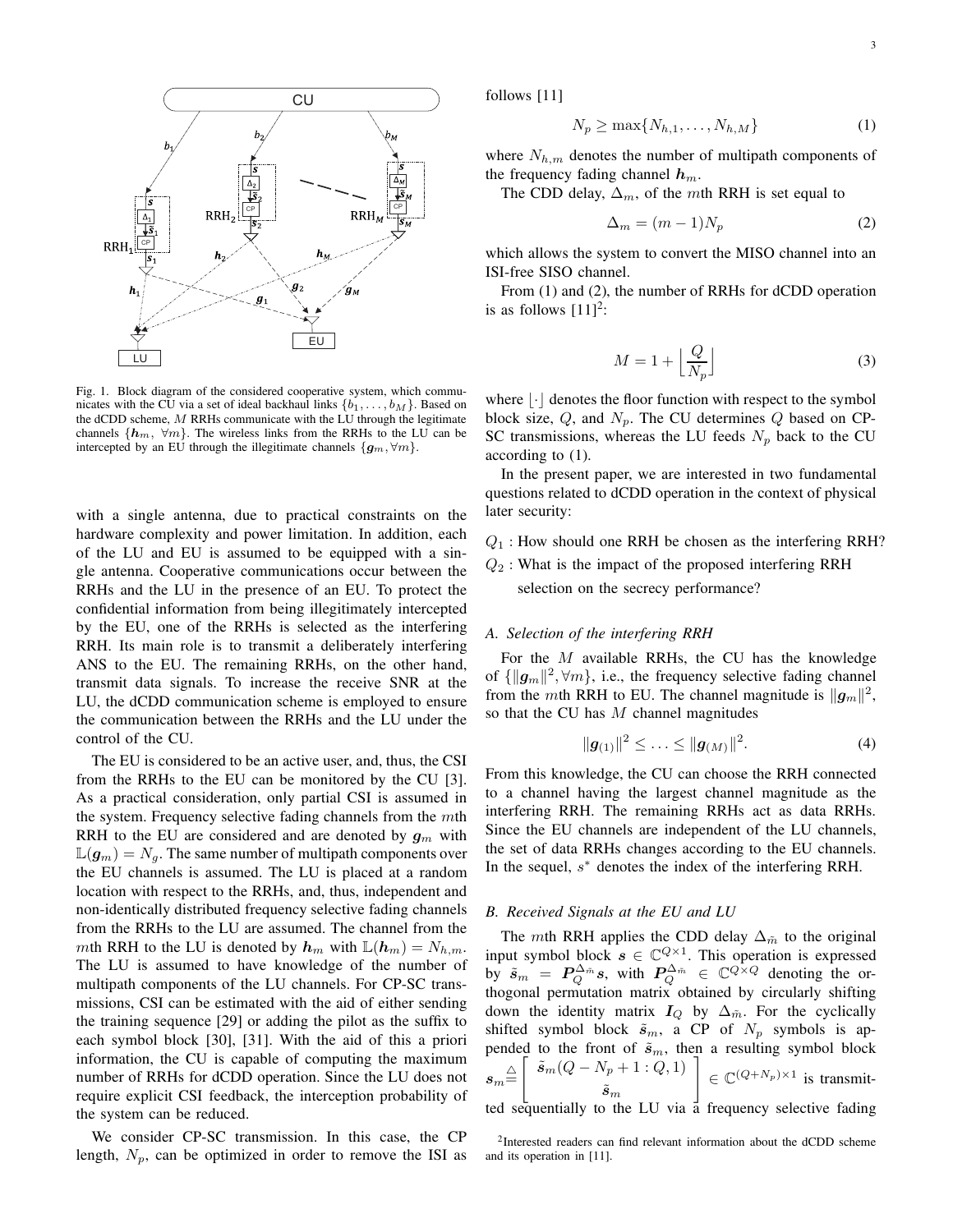Fig. 1. Block diagram of the considered cooperative system, which communicates with the CU via a set of ideal backhaul links $\{b_1, \ldots, b_M\}$. Based on the dCDD scheme, $M$ RRHs communicate with the LU through the legitimate channels $\{\boldsymbol{h}_m, \ \forall m\}$. The wireless links from the RRHs to the LU can be intercepted by an EU through the illegitimate channels $\{\boldsymbol{g}_m, \forall m\}$.

with a single antenna, due to practical constraints on the hardware complexity and power limitation. In addition, each of the LU and EU is assumed to be equipped with a single antenna. Cooperative communications occur between the RRHs and the LU in the presence of an EU. To protect the confidential information from being illegitimately intercepted by the EU, one of the RRHs is selected as the interfering RRH. Its main role is to transmit a deliberately interfering ANS to the EU. The remaining RRHs, on the other hand, transmit data signals. To increase the receive SNR at the LU, the dCDD communication scheme is employed to ensure the communication between the RRHs and the LU under the control of the CU.

The EU is considered to be an active user, and, thus, the CSI from the RRHs to the EU can be monitored by the CU [3]. As a practical consideration, only partial CSI is assumed in the system. Frequency selective fading channels from the $m$th RRH to the EU are considered and are denoted by $\boldsymbol{g}_m$ with $\mathbb{L}(\boldsymbol{g}_m) = N_g$. The same number of multipath components over the EU channels is assumed. The LU is placed at a random location with respect to the RRHs, and, thus, independent and non-identically distributed frequency selective fading channels from the RRHs to the LU are assumed. The channel from the $m$th RRH to the LU is denoted by $\boldsymbol{h}_m$ with $\mathbb{L}(\boldsymbol{h}_m) = N_{h,m}$. The LU is assumed to have knowledge of the number of multipath components of the LU channels. For CP-SC transmissions, CSI can be estimated with the aid of either sending the training sequence [29] or adding the pilot as the suffix to each symbol block [30], [31]. With the aid of this a priori information, the CU is capable of computing the maximum number of RRHs for dCDD operation. Since the LU does not require explicit CSI feedback, the interception probability of the system can be reduced.

We consider CP-SC transmission. In this case, the CP length, $N_p$, can be optimized in order to remove the ISI as follows [11]

$$N_p \geq \max\{N_{h,1}, \ldots, N_{h,M}\} \tag{1}$$

where $N_{h,m}$ denotes the number of multipath components of the frequency fading channel $\boldsymbol{h}_m$.

The CDD delay, $\Delta_m$, of the $m$th RRH is set equal to

$$\Delta_m = (m-1)N_p \tag{2}$$

which allows the system to convert the MISO channel into an ISI-free SISO channel.

From (1) and (2), the number of RRHs for dCDD operation is as follows [11][2]:

$$M = 1 + \Big\lfloor \frac{Q}{N_p} \Big\rfloor \tag{3}$$

where $\lfloor \cdot \rfloor$ denotes the floor function with respect to the symbol block size, $Q$, and $N_p$. The CU determines $Q$ based on CP-SC transmissions, whereas the LU feeds $N_p$ back to the CU according to (1).

In the present paper, we are interested in two fundamental questions related to dCDD operation in the context of physical later security:

- $Q_1$ : How should one RRH be chosen as the interfering RRH?
- $Q_2$ : What is the impact of the proposed interfering RRH selection on the secrecy performance?

### A. Selection of the interfering RRH

For the $M$ available RRHs, the CU has the knowledge of $\{\|\boldsymbol{g}_m\|^2, \forall m\}$, i.e., the frequency selective fading channel from the $m$th RRH to EU. The channel magnitude is $\|\boldsymbol{g}_m\|^2$, so that the CU has $M$ channel magnitudes

$$\|\boldsymbol{g}_{(1)}\|^2 \leq \ldots \leq \|\boldsymbol{g}_{(M)}\|^2. \tag{4}$$

From this knowledge, the CU can choose the RRH connected to a channel having the largest channel magnitude as the interfering RRH. The remaining RRHs act as data RRHs. Since the EU channels are independent of the LU channels, the set of data RRHs changes according to the EU channels. In the sequel, $s^*$ denotes the index of the interfering RRH.

### B. Received Signals at the EU and LU

The $m$th RRH applies the CDD delay $\Delta_{\bar{m}}$ to the original input symbol block $\boldsymbol{s} \in \mathbb{C}^{Q\times 1}$. This operation is expressed by $\tilde{\boldsymbol{s}}_m = \boldsymbol{P}_Q^{\Delta_{\bar{m}}}\boldsymbol{s}$, with $\boldsymbol{P}_Q^{\Delta_{\bar{m}}} \in \mathbb{C}^{Q\times Q}$ denoting the orthogonal permutation matrix obtained by circularly shifting down the identity matrix $\boldsymbol{I}_Q$ by $\Delta_{\bar{m}}$. For the cyclically shifted symbol block $\tilde{\boldsymbol{s}}_m$, a CP of $N_p$ symbols is appended to the front of $\tilde{\boldsymbol{s}}_m$, then a resulting symbol block $\boldsymbol{s}_m \triangleq \begin{bmatrix} \tilde{\boldsymbol{s}}_m(Q-N_p+1:Q,1) \\ \tilde{\boldsymbol{s}}_m \end{bmatrix} \in \mathbb{C}^{(Q+N_p)\times 1}$ is transmitted sequentially to the LU via a frequency selective fading

[2] Interested readers can find relevant information about the dCDD scheme and its operation in [11].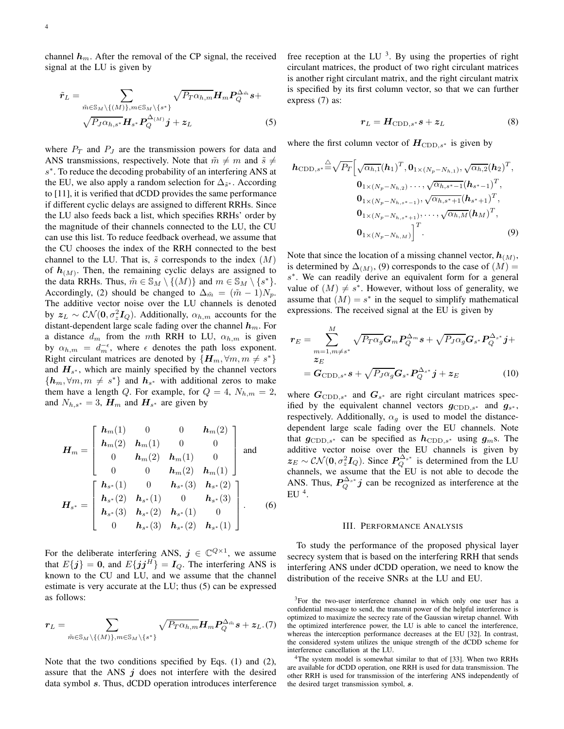channel $\boldsymbol{h}_m$. After the removal of the CP signal, the received signal at the LU is given by

$$
\tilde{\boldsymbol{r}}_L = \sum_{\tilde{m}\in\mathbb{S}_M\setminus\{(M)\}, m\in\mathbb{S}_M\setminus\{s^*\}} \sqrt{P_T\alpha_{h,m}}\boldsymbol{H}_m\boldsymbol{P}_Q^{\Delta_{\tilde{m}}}\boldsymbol{s}+ \sqrt{P_J\alpha_{h,s^*}}\boldsymbol{H}_{s^*}\boldsymbol{P}_Q^{\Delta_{(M)}}\boldsymbol{j}+\boldsymbol{z}_L \tag{5}
$$

where $P_T$ and $P_J$ are the transmission powers for data and ANS transmissions, respectively. Note that $\tilde{m} \neq m$ and $\tilde{s} \neq s^*$. To reduce the decoding probability of an interfering ANS at the EU, we also apply a random selection for $\Delta_{\tilde{s}^*}$. According to [11], it is verified that dCDD provides the same performance if different cyclic delays are assigned to different RRHs. Since the LU also feeds back a list, which specifies RRHs' order by the magnitude of their channels connected to the LU, the CU can use this list. To reduce feedback overhead, we assume that the CU chooses the index of the RRH connected to the best channel to the LU. That is, $\tilde{s}$ corresponds to the index $(M)$ of $\boldsymbol{h}_{(M)}$. Then, the remaining cyclic delays are assigned to the data RRHs. Thus, $\tilde{m} \in \mathbb{S}_M \setminus \{(M)\}$ and $m \in \mathbb{S}_M \setminus \{s^*\}$. Accordingly, (2) should be changed to $\Delta_{\tilde{m}} = (\tilde{m}-1)N_p$. The additive vector noise over the LU channels is denoted by $\boldsymbol{z}_L \sim \mathcal{CN}(\boldsymbol{0}, \sigma_z^2\boldsymbol{I}_Q)$. Additionally, $\alpha_{h,m}$ accounts for the distant-dependent large scale fading over the channel $\boldsymbol{h}_m$. For a distance $d_m$ from the $m$th RRH to LU, $\alpha_{h,m}$ is given by $\alpha_{h,m} = d_m^{-\epsilon}$, where $\epsilon$ denotes the path loss exponent. Right circulant matrices are denoted by $\{\boldsymbol{H}_m, \forall m, m \neq s^*\}$ and $\boldsymbol{H}_{s^*}$, which are mainly specified by the channel vectors $\{\boldsymbol{h}_m, \forall m, m \neq s^*\}$ and $\boldsymbol{h}_{s^*}$ with additional zeros to make them have a length $Q$. For example, for $Q = 4$, $N_{h,m} = 2$, and $N_{h,s^*} = 3$, $\boldsymbol{H}_m$ and $\boldsymbol{H}_{s^*}$ are given by

$$
\boldsymbol{H}_m = \begin{bmatrix} \boldsymbol{h}_m(1) & 0 & 0 & \boldsymbol{h}_m(2) \\ \boldsymbol{h}_m(2) & \boldsymbol{h}_m(1) & 0 & 0 \\ 0 & \boldsymbol{h}_m(2) & \boldsymbol{h}_m(1) & 0 \\ 0 & 0 & \boldsymbol{h}_m(2) & \boldsymbol{h}_m(1) \end{bmatrix} \text{ and }
$$

$$
\boldsymbol{H}_{s^*} = \begin{bmatrix} \boldsymbol{h}_{s^*}(1) & 0 & \boldsymbol{h}_{s^*}(3) & \boldsymbol{h}_{s^*}(2) \\ \boldsymbol{h}_{s^*}(2) & \boldsymbol{h}_{s^*}(1) & 0 & \boldsymbol{h}_{s^*}(3) \\ \boldsymbol{h}_{s^*}(3) & \boldsymbol{h}_{s^*}(2) & \boldsymbol{h}_{s^*}(1) & 0 \\ 0 & \boldsymbol{h}_{s^*}(3) & \boldsymbol{h}_{s^*}(2) & \boldsymbol{h}_{s^*}(1) \end{bmatrix}. \tag{6}
$$

For the deliberate interfering ANS, $\boldsymbol{j} \in \mathbb{C}^{Q\times 1}$, we assume that $E\{\boldsymbol{j}\} = \boldsymbol{0}$, and $E\{\boldsymbol{j}\boldsymbol{j}^H\} = \boldsymbol{I}_Q$. The interfering ANS is known to the CU and LU, and we assume that the channel estimate is very accurate at the LU; thus (5) can be expressed as follows:

$$
\boldsymbol{r}_L = \sum_{\tilde{m}\in\mathbb{S}_M\setminus\{(M)\}, m\in\mathbb{S}_M\setminus\{s^*\}} \sqrt{P_T\alpha_{h,m}}\boldsymbol{H}_m\boldsymbol{P}_Q^{\Delta_{\tilde{m}}}\boldsymbol{s}+\boldsymbol{z}_L. \tag{7}
$$

Note that the two conditions specified by Eqs. (1) and (2), assure that the ANS $\boldsymbol{j}$ does not interfere with the desired data symbol $\boldsymbol{s}$. Thus, dCDD operation introduces interference free reception at the LU [3]. By using the properties of right circulant matrices, the product of two right circulant matrices is another right circulant matrix, and the right circulant matrix is specified by its first column vector, so that we can further express (7) as:

$$
\boldsymbol{r}_L = \boldsymbol{H}_{\text{CDD},s^*}\boldsymbol{s}+\boldsymbol{z}_L \tag{8}
$$

where the first column vector of $\boldsymbol{H}_{\text{CDD},s^*}$ is given by

$$
\begin{aligned}
\boldsymbol{h}_{\text{CDD},s^*} \triangleq \sqrt{P_T}\Big[&\sqrt{\alpha_{h,1}}(\boldsymbol{h}_1)^T, \boldsymbol{0}_{1\times(N_p-N_{h,1})}, \sqrt{\alpha_{h,2}}(\boldsymbol{h}_2)^T, \\
&\boldsymbol{0}_{1\times(N_p-N_{h,2})}\dots, \sqrt{\alpha_{h,s^*-1}}(\boldsymbol{h}_{s^*-1})^T, \\
&\boldsymbol{0}_{1\times(N_p-N_{h,s^*-1})}, \sqrt{\alpha_{h,s^*+1}}(\boldsymbol{h}_{s^*+1})^T, \\
&\boldsymbol{0}_{1\times(N_p-N_{h,s^*+1})}, \dots, \sqrt{\alpha_{h,M}}(\boldsymbol{h}_M)^T, \\
&\boldsymbol{0}_{1\times(N_p-N_{h,M})}\Big]^T.
\end{aligned} \tag{9}
$$

Note that since the location of a missing channel vector, $\boldsymbol{h}_{(M)}$, is determined by $\Delta_{(M)}$, (9) corresponds to the case of $(M) = s^*$. We can readily derive an equivalent form for a general value of $(M) \neq s^*$. However, without loss of generality, we assume that $(M) = s^*$ in the sequel to simplify mathematical expressions. The received signal at the EU is given by

$$
\begin{aligned}
\boldsymbol{r}_E &= \sum_{m=1, m\neq s^*}^{M} \sqrt{P_T\alpha_g}\boldsymbol{G}_m\boldsymbol{P}_Q^{\Delta_m}\boldsymbol{s}+\sqrt{P_J\alpha_g}\boldsymbol{G}_{s^*}\boldsymbol{P}_Q^{\Delta_{s^*}}\boldsymbol{j}+ \boldsymbol{z}_E \\
&= \boldsymbol{G}_{\text{CDD},s^*}\boldsymbol{s}+\sqrt{P_J\alpha_g}\boldsymbol{G}_{s^*}\boldsymbol{P}_Q^{\Delta_{s^*}}\boldsymbol{j}+\boldsymbol{z}_E
\end{aligned} \tag{10}
$$

where $\boldsymbol{G}_{\text{CDD},s^*}$ and $\boldsymbol{G}_{s^*}$ are right circulant matrices specified by the equivalent channel vectors $\boldsymbol{g}_{\text{CDD},s^*}$ and $\boldsymbol{g}_{s^*}$, respectively. Additionally, $\alpha_g$ is used to model the distance-dependent large scale fading over the EU channels. Note that $\boldsymbol{g}_{\text{CDD},s^*}$ can be specified as $\boldsymbol{h}_{\text{CDD},s^*}$ using $\boldsymbol{g}_m$s. The additive vector noise over the EU channels is given by $\boldsymbol{z}_E \sim \mathcal{CN}(\boldsymbol{0}, \sigma_z^2\boldsymbol{I}_Q)$. Since $\boldsymbol{P}_Q^{\Delta_{s^*}}$ is determined from the LU channels, we assume that the EU is not able to decode the ANS. Thus, $\boldsymbol{P}_Q^{\Delta_{s^*}}\boldsymbol{j}$ can be recognized as interference at the EU [4].

## III. Performance Analysis

To study the performance of the proposed physical layer secrecy system that is based on the interfering RRH that sends interfering ANS under dCDD operation, we need to know the distribution of the receive SNRs at the LU and EU.

[3]For the two-user interference channel in which only one user has a confidential message to send, the transmit power of the helpful interference is optimized to maximize the secrecy rate of the Gaussian wiretap channel. With the optimized interference power, the LU is able to cancel the interference, whereas the interception performance decreases at the EU [32]. In contrast, the considered system utilizes the unique strength of the dCDD scheme for interference cancellation at the LU.

[4]The system model is somewhat similar to that of [33]. When two RRHs are available for dCDD operation, one RRH is used for data transmission. The other RRH is used for transmission of the interfering ANS independently of the desired target transmission symbol, $\boldsymbol{s}$.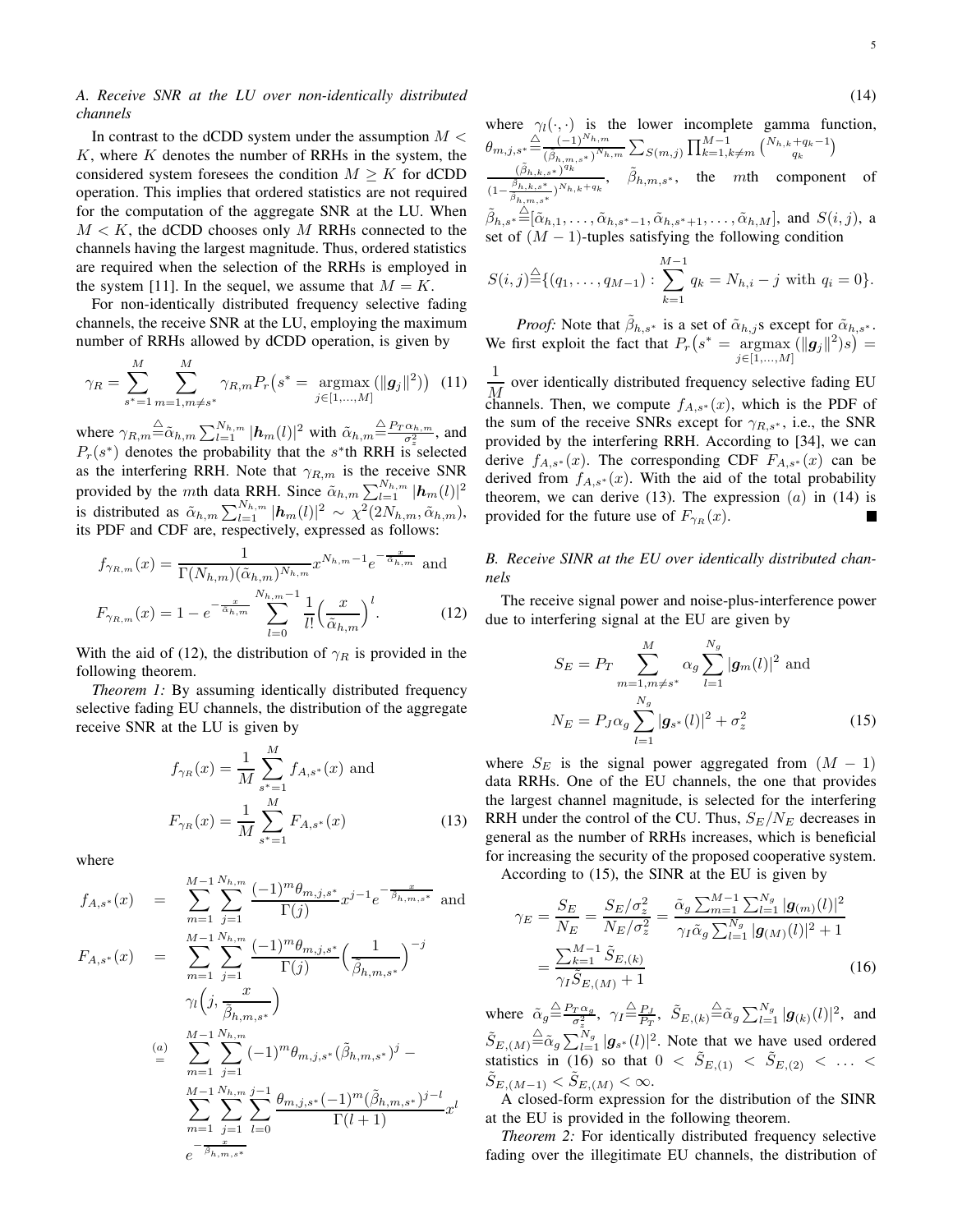### A. Receive SNR at the LU over non-identically distributed channels

In contrast to the dCDD system under the assumption $M < K$, where $K$ denotes the number of RRHs in the system, the considered system foresees the condition $M \geq K$ for dCDD operation. This implies that ordered statistics are not required for the computation of the aggregate SNR at the LU. When $M < K$, the dCDD chooses only $M$ RRHs connected to the channels having the largest magnitude. Thus, ordered statistics are required when the selection of the RRHs is employed in the system [11]. In the sequel, we assume that $M = K$.

For non-identically distributed frequency selective fading channels, the receive SNR at the LU, employing the maximum number of RRHs allowed by dCDD operation, is given by

$$\gamma_R = \sum_{s^*=1}^{M} \sum_{m=1, m\neq s^*}^{M} \gamma_{R,m} P_r\big(s^* = \underset{j\in[1,\dots,M]}{\operatorname{argmax}} (\|\boldsymbol{g}_j\|^2)\big) \quad (11)$$

where $\gamma_{R,m} \stackrel{\triangle}{=} \tilde{\alpha}_{h,m} \sum_{l=1}^{N_{h,m}} |\boldsymbol{h}_m(l)|^2$ with $\tilde{\alpha}_{h,m} \stackrel{\triangle}{=} \frac{P_T \alpha_{h,m}}{\sigma_z^2}$, and $P_r(s^*)$ denotes the probability that the $s^*$th RRH is selected as the interfering RRH. Note that $\gamma_{R,m}$ is the receive SNR provided by the $m$th data RRH. Since $\tilde{\alpha}_{h,m} \sum_{l=1}^{N_{h,m}} |\boldsymbol{h}_m(l)|^2$ is distributed as $\tilde{\alpha}_{h,m} \sum_{l=1}^{N_{h,m}} |\boldsymbol{h}_m(l)|^2 \sim \chi^2(2N_{h,m}, \tilde{\alpha}_{h,m})$, its PDF and CDF are, respectively, expressed as follows:

$$f_{\gamma_{R,m}}(x) = \frac{1}{\Gamma(N_{h,m})(\tilde{\alpha}_{h,m})^{N_{h,m}}} x^{N_{h,m}-1} e^{-\frac{x}{\tilde{\alpha}_{h,m}}} \text{ and}$$

$$F_{\gamma_{R,m}}(x) = 1 - e^{-\frac{x}{\tilde{\alpha}_{h,m}}} \sum_{l=0}^{N_{h,m}-1} \frac{1}{l!}\Big(\frac{x}{\tilde{\alpha}_{h,m}}\Big)^{l}. \quad (12)$$

With the aid of (12), the distribution of $\gamma_R$ is provided in the following theorem.

*Theorem 1:* By assuming identically distributed frequency selective fading EU channels, the distribution of the aggregate receive SNR at the LU is given by

$$f_{\gamma_R}(x) = \frac{1}{M} \sum_{s^*=1}^{M} f_{A,s^*}(x) \text{ and}$$

$$F_{\gamma_R}(x) = \frac{1}{M} \sum_{s^*=1}^{M} F_{A,s^*}(x) \quad (13)$$

where

$$\begin{aligned}
f_{A,s^*}(x) &= \sum_{m=1}^{M-1} \sum_{j=1}^{N_{h,m}} \frac{(-1)^m \theta_{m,j,s^*}}{\Gamma(j)} x^{j-1} e^{-\frac{x}{\tilde{\beta}_{h,m,s^*}}} \text{ and} \\
F_{A,s^*}(x) &= \sum_{m=1}^{M-1} \sum_{j=1}^{N_{h,m}} \frac{(-1)^m \theta_{m,j,s^*}}{\Gamma(j)} \Big(\frac{1}{\tilde{\beta}_{h,m,s^*}}\Big)^{-j} \gamma_l\Big(j, \frac{x}{\tilde{\beta}_{h,m,s^*}}\Big) \\
&\stackrel{(a)}{=} \sum_{m=1}^{M-1} \sum_{j=1}^{N_{h,m}} (-1)^m \theta_{m,j,s^*} (\tilde{\beta}_{h,m,s^*})^j - \\
&\quad \sum_{m=1}^{M-1} \sum_{j=1}^{N_{h,m}} \sum_{l=0}^{j-1} \frac{\theta_{m,j,s^*}(-1)^m (\tilde{\beta}_{h,m,s^*})^{j-l}}{\Gamma(l+1)} x^l \\
&\quad e^{-\frac{x}{\tilde{\beta}_{h,m,s^*}}}
\end{aligned} \quad (14)$$

where $\gamma_l(\cdot,\cdot)$ is the lower incomplete gamma function, $\theta_{m,j,s^*} \stackrel{\triangle}{=} \frac{(-1)^{N_{h,m}}}{(\tilde{\beta}_{h,m,s^*})^{N_{h,m}}} \sum_{S(m,j)} \prod_{k=1,k\neq m}^{M-1} \binom{N_{h,k}+q_k-1}{q_k} \frac{(\tilde{\beta}_{h,k,s^*})^{q_k}}{(1-\frac{\tilde{\beta}_{h,k,s^*}}{\tilde{\beta}_{h,m,s^*}})^{N_{h,k}+q_k}}$, $\tilde{\beta}_{h,m,s^*}$, the $m$th component of $\tilde{\beta}_{h,s^*} \stackrel{\triangle}{=} [\tilde{\alpha}_{h,1}, \dots, \tilde{\alpha}_{h,s^*-1}, \tilde{\alpha}_{h,s^*+1}, \dots, \tilde{\alpha}_{h,M}]$, and $S(i,j)$, a set of $(M-1)$-tuples satisfying the following condition

$$S(i,j) \stackrel{\triangle}{=} \{(q_1, \dots, q_{M-1}) : \sum_{k=1}^{M-1} q_k = N_{h,i} - j \text{ with } q_i = 0\}.$$

*Proof:* Note that $\tilde{\beta}_{h,s^*}$ is a set of $\tilde{\alpha}_{h,j}$s except for $\tilde{\alpha}_{h,s^*}$. We first exploit the fact that $P_r\big(s^* = \underset{j\in[1,\dots,M]}{\operatorname{argmax}} (\|\boldsymbol{g}_j\|^2) s\big) = \frac{1}{M}$ over identically distributed frequency selective fading EU channels. Then, we compute $f_{A,s^*}(x)$, which is the PDF of the sum of the receive SNRs except for $\gamma_{R,s^*}$, i.e., the SNR provided by the interfering RRH. According to [34], we can derive $f_{A,s^*}(x)$. The corresponding CDF $F_{A,s^*}(x)$ can be derived from $f_{A,s^*}(x)$. With the aid of the total probability theorem, we can derive (13). The expression $(a)$ in (14) is provided for the future use of $F_{\gamma_R}(x)$. ■

### B. Receive SINR at the EU over identically distributed channels

The receive signal power and noise-plus-interference power due to interfering signal at the EU are given by

$$S_E = P_T \sum_{m=1, m\neq s^*}^{M} \alpha_g \sum_{l=1}^{N_g} |\boldsymbol{g}_m(l)|^2 \text{ and}$$

$$N_E = P_J \alpha_g \sum_{l=1}^{N_g} |\boldsymbol{g}_{s^*}(l)|^2 + \sigma_z^2 \quad (15)$$

where $S_E$ is the signal power aggregated from $(M-1)$ data RRHs. One of the EU channels, the one that provides the largest channel magnitude, is selected for the interfering RRH under the control of the CU. Thus, $S_E/N_E$ decreases in general as the number of RRHs increases, which is beneficial for increasing the security of the proposed cooperative system.

According to (15), the SINR at the EU is given by

$$\begin{aligned}
\gamma_E = \frac{S_E}{N_E} = \frac{S_E/\sigma_z^2}{N_E/\sigma_z^2} &= \frac{\tilde{\alpha}_g \sum_{m=1}^{M-1} \sum_{l=1}^{N_g} |\boldsymbol{g}_{(m)}(l)|^2}{\gamma_I \tilde{\alpha}_g \sum_{l=1}^{N_g} |\boldsymbol{g}_{(M)}(l)|^2 + 1} \\
&= \frac{\sum_{k=1}^{M-1} \tilde{S}_{E,(k)}}{\gamma_I \tilde{S}_{E,(M)} + 1}
\end{aligned} \quad (16)$$

where $\tilde{\alpha}_g \stackrel{\triangle}{=} \frac{P_T \alpha_g}{\sigma_z^2}$, $\gamma_I \stackrel{\triangle}{=} \frac{P_J}{P_T}$, $\tilde{S}_{E,(k)} \stackrel{\triangle}{=} \tilde{\alpha}_g \sum_{l=1}^{N_g} |\boldsymbol{g}_{(k)}(l)|^2$, and $\tilde{S}_{E,(M)} \stackrel{\triangle}{=} \tilde{\alpha}_g \sum_{l=1}^{N_g} |\boldsymbol{g}_{s^*}(l)|^2$. Note that we have used ordered statistics in (16) so that $0 < \tilde{S}_{E,(1)} < \tilde{S}_{E,(2)} < \dots < \tilde{S}_{E,(M-1)} < \tilde{S}_{E,(M)} < \infty$.

A closed-form expression for the distribution of the SINR at the EU is provided in the following theorem.

*Theorem 2:* For identically distributed frequency selective fading over the illegitimate EU channels, the distribution of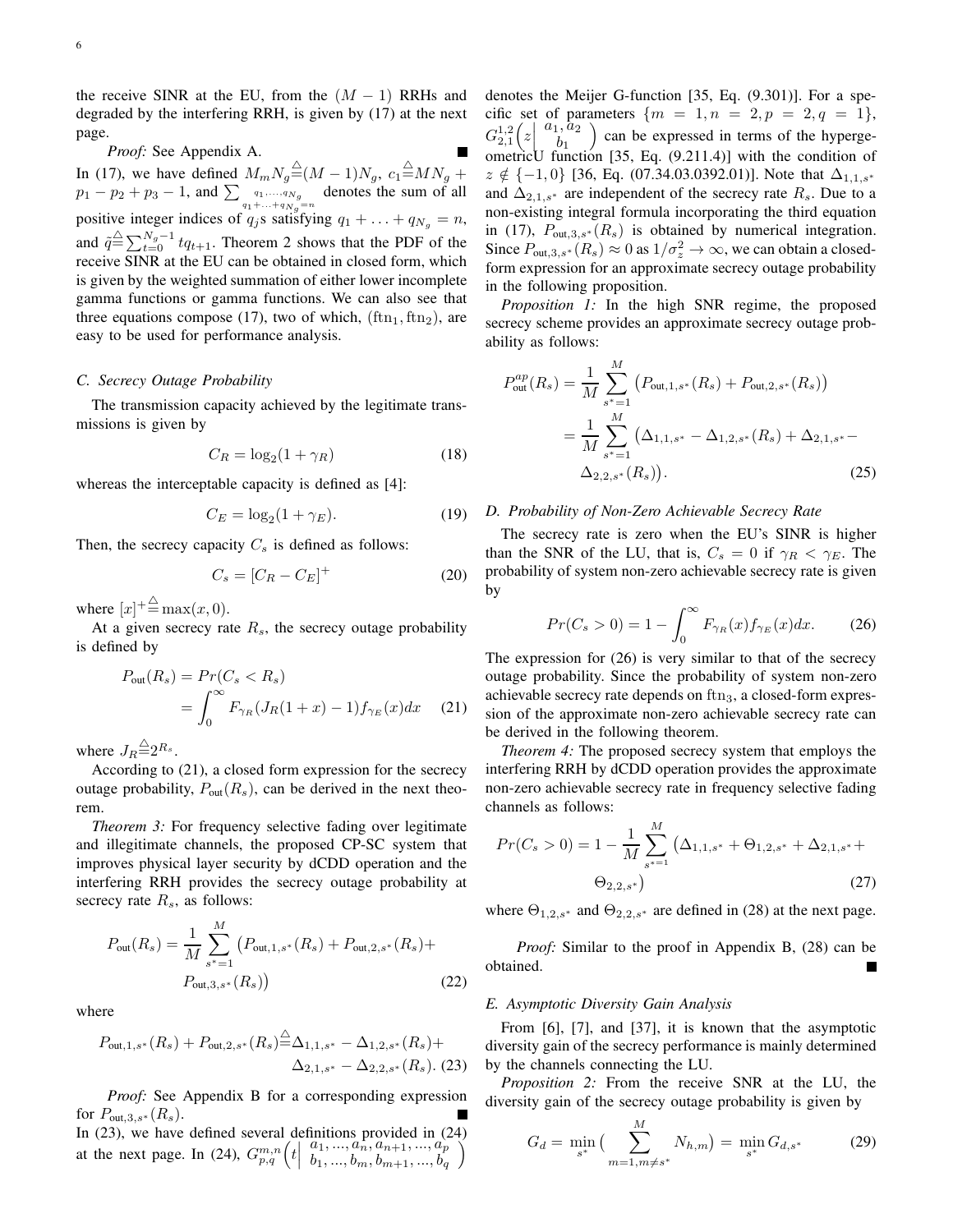the receive SINR at the EU, from the $(M-1)$ RRHs and degraded by the interfering RRH, is given by (17) at the next page.

*Proof:* See Appendix A. ■

In (17), we have defined $M_m N_g \triangleq (M-1)N_g$, $c_1 \triangleq MN_g + p_1 - p_2 + p_3 - 1$, and $\sum_{\substack{q_1,\ldots,q_{N_g} \\ q_1+\ldots+q_{N_g}=n}}$ denotes the sum of all positive integer indices of $q_j$s satisfying $q_1 + \ldots + q_{N_g} = n$, and $\tilde{q} \triangleq \sum_{t=0}^{N_g-1} t q_{t+1}$. Theorem 2 shows that the PDF of the receive SINR at the EU can be obtained in closed form, which is given by the weighted summation of either lower incomplete gamma functions or gamma functions. We can also see that three equations compose (17), two of which, $(\mathrm{ftn}_1, \mathrm{ftn}_2)$, are easy to be used for performance analysis.

### C. Secrecy Outage Probability

The transmission capacity achieved by the legitimate transmissions is given by

$$C_R = \log_2(1+\gamma_R) \tag{18}$$

whereas the interceptable capacity is defined as [4]:

$$C_E = \log_2(1+\gamma_E). \tag{19}$$

Then, the secrecy capacity $C_s$ is defined as follows:

$$C_s = [C_R - C_E]^+ \tag{20}$$

where $[x]^+ \triangleq \max(x, 0)$.

At a given secrecy rate $R_s$, the secrecy outage probability is defined by

$$\begin{aligned} P_{\text{out}}(R_s) &= Pr(C_s < R_s) \\ &= \int_0^\infty F_{\gamma_R}(J_R(1+x)-1) f_{\gamma_E}(x)dx \end{aligned} \tag{21}$$

where $J_R \triangleq 2^{R_s}$.

According to (21), a closed form expression for the secrecy outage probability, $P_{\text{out}}(R_s)$, can be derived in the next theorem.

*Theorem 3:* For frequency selective fading over legitimate and illegitimate channels, the proposed CP-SC system that improves physical layer security by dCDD operation and the interfering RRH provides the secrecy outage probability at secrecy rate $R_s$, as follows:

$$\begin{aligned} P_{\text{out}}(R_s) = \frac{1}{M}\sum_{s^*=1}^{M} \big(&P_{\text{out},1,s^*}(R_s) + P_{\text{out},2,s^*}(R_s) + \\ &P_{\text{out},3,s^*}(R_s)\big) \end{aligned} \tag{22}$$

where

$$\begin{aligned} P_{\text{out},1,s^*}(R_s) + P_{\text{out},2,s^*}(R_s) \triangleq\, &\Delta_{1,1,s^*} - \Delta_{1,2,s^*}(R_s) + \\ &\Delta_{2,1,s^*} - \Delta_{2,2,s^*}(R_s). \end{aligned} \tag{23}$$

*Proof:* See Appendix B for a corresponding expression for $P_{\text{out},3,s^*}(R_s)$. ■

In (23), we have defined several definitions provided in (24) at the next page. In (24), $G_{p,q}^{m,n}\left(t\middle| \begin{matrix} a_1,\ldots,a_n,a_{n+1},\ldots,a_p \\ b_1,\ldots,b_m,b_{m+1},\ldots,b_q \end{matrix}\right)$ denotes the Meijer G-function [35, Eq. (9.301)]. For a specific set of parameters $\{m=1, n=2, p=2, q=1\}$, $G_{2,1}^{1,2}\left(z\middle| \begin{matrix} a_1, a_2 \\ b_1 \end{matrix}\right)$ can be expressed in terms of the hypergeometricU function [35, Eq. (9.211.4)] with the condition of $z \notin \{-1, 0\}$ [36, Eq. (07.34.03.0392.01)]. Note that $\Delta_{1,1,s^*}$ and $\Delta_{2,1,s^*}$ are independent of the secrecy rate $R_s$. Due to a non-existing integral formula incorporating the third equation in (17), $P_{\text{out},3,s^*}(R_s)$ is obtained by numerical integration. Since $P_{\text{out},3,s^*}(R_s) \approx 0$ as $1/\sigma_z^2 \to \infty$, we can obtain a closed-form expression for an approximate secrecy outage probability in the following proposition.

*Proposition 1:* In the high SNR regime, the proposed secrecy scheme provides an approximate secrecy outage probability as follows:

$$\begin{aligned} P_{\text{out}}^{ap}(R_s) &= \frac{1}{M}\sum_{s^*=1}^{M}\big(P_{\text{out},1,s^*}(R_s) + P_{\text{out},2,s^*}(R_s)\big) \\ &= \frac{1}{M}\sum_{s^*=1}^{M}\big(\Delta_{1,1,s^*} - \Delta_{1,2,s^*}(R_s) + \Delta_{2,1,s^*} - \\ &\qquad \Delta_{2,2,s^*}(R_s)\big). \end{aligned} \tag{25}$$

### D. Probability of Non-Zero Achievable Secrecy Rate

The secrecy rate is zero when the EU's SINR is higher than the SNR of the LU, that is, $C_s = 0$ if $\gamma_R < \gamma_E$. The probability of system non-zero achievable secrecy rate is given by

$$Pr(C_s > 0) = 1 - \int_0^\infty F_{\gamma_R}(x) f_{\gamma_E}(x)dx. \tag{26}$$

The expression for (26) is very similar to that of the secrecy outage probability. Since the probability of system non-zero achievable secrecy rate depends on $\mathrm{ftn}_3$, a closed-form expression of the approximate non-zero achievable secrecy rate can be derived in the following theorem.

*Theorem 4:* The proposed secrecy system that employs the interfering RRH by dCDD operation provides the approximate non-zero achievable secrecy rate in frequency selective fading channels as follows:

$$\begin{aligned} Pr(C_s > 0) = 1 - \frac{1}{M}\sum_{s^*=1}^{M}\big(&\Delta_{1,1,s^*} + \Theta_{1,2,s^*} + \Delta_{2,1,s^*} + \\ &\Theta_{2,2,s^*}\big) \end{aligned} \tag{27}$$

where $\Theta_{1,2,s^*}$ and $\Theta_{2,2,s^*}$ are defined in (28) at the next page.

*Proof:* Similar to the proof in Appendix B, (28) can be obtained. ■

### E. Asymptotic Diversity Gain Analysis

From [6], [7], and [37], it is known that the asymptotic diversity gain of the secrecy performance is mainly determined by the channels connecting the LU.

*Proposition 2:* From the receive SNR at the LU, the diversity gain of the secrecy outage probability is given by

$$G_d = \min_{s^*}\Big(\sum_{m=1, m\neq s^*}^{M} N_{h,m}\Big) = \min_{s^*} G_{d,s^*} \tag{29}$$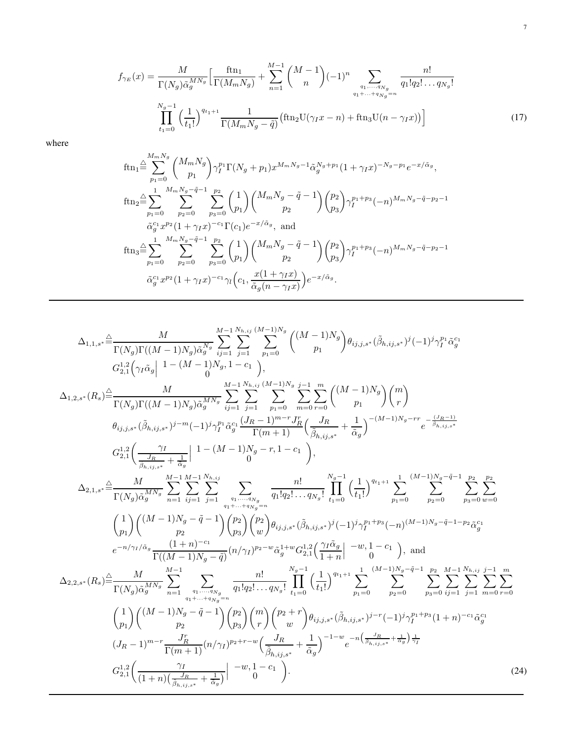$$f_{\gamma_E}(x) = \frac{M}{\Gamma(N_g)\tilde{\alpha}_g^{MN_g}}\Big[\frac{\text{ftn}_1}{\Gamma(M_m N_g)} + \sum_{n=1}^{M-1}\binom{M-1}{n}(-1)^n \sum_{\substack{q_1,\ldots,q_{N_g}\\ q_1+\ldots+q_{N_g}=n}} \frac{n!}{q_1!q_2!\ldots q_{N_g}!}$$
$$\prod_{t_1=0}^{N_g-1}\Big(\frac{1}{t_1!}\Big)^{q_{t_1+1}} \frac{1}{\Gamma(M_m N_g - \tilde{q})}\big(\text{ftn}_2 \text{U}(\gamma_I x - n) + \text{ftn}_3 \text{U}(n-\gamma_I x)\big)\Big] \tag{17}$$

where

$$\text{ftn}_1 \overset{\triangle}{=} \sum_{p_1=0}^{M_m N_g}\binom{M_m N_g}{p_1}\gamma_I^{p_1}\Gamma(N_g+p_1)x^{M_m N_g - 1}\tilde{\alpha}_g^{N_g+p_1}(1+\gamma_I x)^{-N_g-p_1}e^{-x/\tilde{\alpha}_g},$$

$$\text{ftn}_2 \overset{\triangle}{=} \sum_{p_1=0}^{1}\sum_{p_2=0}^{M_m N_g-\tilde{q}-1}\sum_{p_3=0}^{p_2}\binom{1}{p_1}\binom{M_m N_g-\tilde{q}-1}{p_2}\binom{p_2}{p_3}\gamma_I^{p_1+p_3}(-n)^{M_m N_g-\tilde{q}-p_2-1}$$
$$\tilde{\alpha}_g^{c_1}x^{p_2}(1+\gamma_I x)^{-c_1}\Gamma(c_1)e^{-x/\tilde{\alpha}_g}, \text{ and}$$

$$\text{ftn}_3 \overset{\triangle}{=} \sum_{p_1=0}^{1}\sum_{p_2=0}^{M_m N_g-\tilde{q}-1}\sum_{p_3=0}^{p_2}\binom{1}{p_1}\binom{M_m N_g-\tilde{q}-1}{p_2}\binom{p_2}{p_3}\gamma_I^{p_1+p_3}(-n)^{M_m N_g-\tilde{q}-p_2-1}$$
$$\tilde{\alpha}_g^{c_1}x^{p_2}(1+\gamma_I x)^{-c_1}\gamma_l\Big(c_1, \frac{x(1+\gamma_I x)}{\tilde{\alpha}_g(n-\gamma_I x)}\Big)e^{-x/\tilde{\alpha}_g}.$$

---

$$\Delta_{1,1,s^*} \overset{\triangle}{=} \frac{M}{\Gamma(N_g)\Gamma((M-1)N_g)\tilde{\alpha}_g^{N_g}}\sum_{ij=1}^{M-1}\sum_{j=1}^{N_{h,ij}}\sum_{p_1=0}^{(M-1)N_g}\binom{(M-1)N_g}{p_1}\theta_{ij,j,s^*}(\tilde{\beta}_{h,ij,s^*})^j(-1)^j\gamma_I^{p_1}\tilde{\alpha}_g^{c_1}$$
$$G_{2,1}^{1,2}\Big(\gamma_I\tilde{\alpha}_g\Big|\begin{array}{c}1-(M-1)N_g, 1-c_1\\ 0\end{array}\Big),$$

$$\Delta_{1,2,s^*}(R_s) \overset{\triangle}{=} \frac{M}{\Gamma(N_g)\Gamma((M-1)N_g)\tilde{\alpha}_g^{MN_g}}\sum_{ij=1}^{M-1}\sum_{j=1}^{N_{h,ij}}\sum_{p_1=0}^{(M-1)N_g}\sum_{m=0}^{j-1}\sum_{r=0}^{m}\binom{(M-1)N_g}{p_1}\binom{m}{r}$$
$$\theta_{ij,j,s^*}(\tilde{\beta}_{h,ij,s^*})^{j-m}(-1)^j\gamma_I^{p_1}\tilde{\alpha}_g^{c_1}\frac{(J_R-1)^{m-r}J_R^r}{\Gamma(m+1)}\Big(\frac{J_R}{\tilde{\beta}_{h,ij,s^*}}+\frac{1}{\tilde{\alpha}_g}\Big)^{-(M-1)N_g-rr}e^{-\frac{(J_R-1)}{\tilde{\beta}_{h,ij,s^*}}}$$
$$G_{2,1}^{1,2}\Big(\frac{\gamma_I}{\frac{J_R}{\beta_{h,ij,s^*}}+\frac{1}{\tilde{\alpha}_g}}\Big|\begin{array}{c}1-(M-1)N_g-r, 1-c_1\\ 0\end{array}\Big),$$

$$\Delta_{2,1,s^*} \overset{\triangle}{=} \frac{M}{\Gamma(N_g)\tilde{\alpha}_g^{MN_g}}\sum_{n=1}^{M-1}\sum_{ij=1}^{M-1}\sum_{j=1}^{N_{h,ij}}\sum_{\substack{q_1,\ldots,q_{N_g}\\ q_1+\ldots+q_{N_g}=n}}\frac{n!}{q_1!q_2!\ldots q_{N_g}!}\prod_{t_1=0}^{N_g-1}\Big(\frac{1}{t_1!}\Big)^{q_{t_1+1}}\sum_{p_1=0}^{1}\sum_{p_2=0}^{(M-1)N_g-\tilde{q}-1}\sum_{p_3=0}^{p_2}\sum_{w=0}^{p_2}$$
$$\binom{1}{p_1}\binom{(M-1)N_g-\tilde{q}-1}{p_2}\binom{p_2}{p_3}\binom{p_2}{w}\theta_{ij,j,s^*}(\tilde{\beta}_{h,ij,s^*})^j(-1)^j\gamma_I^{p_1+p_3}(-n)^{(M-1)N_g-\tilde{q}-1-p_2}\tilde{\alpha}_g^{c_1}$$
$$e^{-n/\gamma_I/\tilde{\alpha}_g}\frac{(1+n)^{-c_1}}{\Gamma((M-1)N_g-\tilde{q})}(n/\gamma_I)^{p_2-w}\tilde{\alpha}_g^{1+w}G_{2,1}^{1,2}\Big(\frac{\gamma_I\tilde{\alpha}_g}{1+n}\Big|\begin{array}{c}-w, 1-c_1\\ 0\end{array}\Big), \text{ and}$$

$$\Delta_{2,2,s^*}(R_s) \overset{\triangle}{=} \frac{M}{\Gamma(N_g)\tilde{\alpha}_g^{MN_g}}\sum_{n=1}^{M-1}\sum_{\substack{q_1,\ldots,q_{N_g}\\ q_1+\ldots+q_{N_g}=n}}\frac{n!}{q_1!q_2!\ldots q_{N_g}!}\prod_{t_1=0}^{N_g-1}\Big(\frac{1}{t_1!}\Big)^{q_{t_1+1}}\sum_{p_1=0}^{1}\sum_{p_2=0}^{(M-1)N_g-\tilde{q}-1}\sum_{p_3=0}^{p_2}\sum_{ij=1}^{M-1}\sum_{j=1}^{N_{h,ij}}\sum_{m=0}^{j-1}\sum_{r=0}^{m}$$
$$\binom{1}{p_1}\binom{(M-1)N_g-\tilde{q}-1}{p_2}\binom{p_2}{p_3}\binom{m}{r}\binom{p_2+r}{w}\theta_{ij,j,s^*}(\tilde{\beta}_{h,ij,s^*})^{j-r}(-1)^j\gamma_I^{p_1+p_3}(1+n)^{-c_1}\tilde{\alpha}_g^{c_1}$$
$$(J_R-1)^{m-r}\frac{J_R^r}{\Gamma(m+1)}(n/\gamma_I)^{p_2+r-w}\Big(\frac{J_R}{\tilde{\beta}_{h,ij,s^*}}+\frac{1}{\tilde{\alpha}_g}\Big)^{-1-w}e^{-n\left(\frac{J_R}{\beta_{h,ij,s^*}}+\frac{1}{\tilde{\alpha}_g}\right)\frac{1}{\gamma_I}}$$
$$G_{2,1}^{1,2}\Big(\frac{\gamma_I}{(1+n)\big(\frac{J_R}{\beta_{h,ij,s^*}}+\frac{1}{\tilde{\alpha}_g}\big)}\Big|\begin{array}{c}-w, 1-c_1\\ 0\end{array}\Big). \tag{24}$$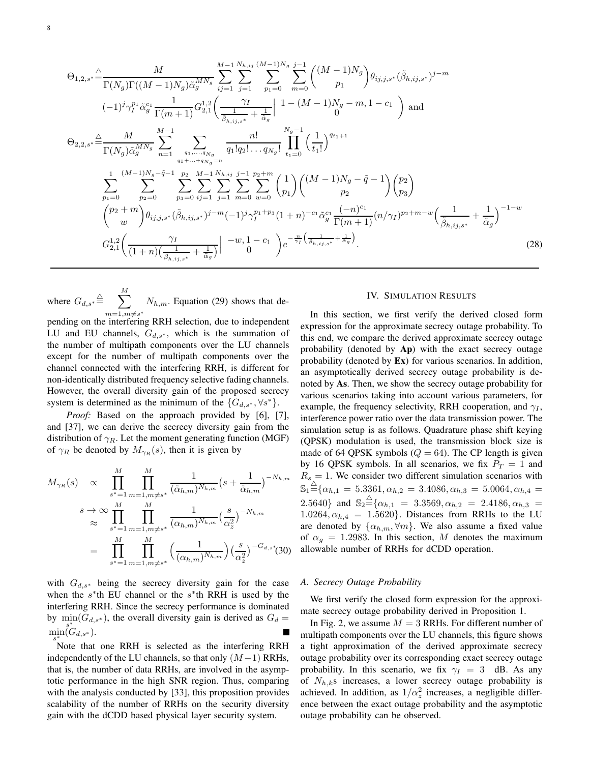$$
\begin{aligned}
\Theta_{1,2,s^*} \overset{\triangle}{=} & \frac{M}{\Gamma(N_g)\Gamma((M-1)N_g)\tilde{\alpha}_g^{MN_g}} \sum_{ij=1}^{M-1} \sum_{j=1}^{N_{h,ij}} \sum_{p_1=0}^{(M-1)N_g} \sum_{m=0}^{j-1} \binom{(M-1)N_g}{p_1} \theta_{ij,j,s^*} (\tilde{\beta}_{h,ij,s^*})^{j-m} \\
& (-1)^j \gamma_I^{p_1} \tilde{\alpha}_g^{c_1} \frac{1}{\Gamma(m+1)} G_{2,1}^{1,2}\left( \frac{\gamma_I}{\frac{1}{\tilde{\beta}_{h,ij,s^*}} + \frac{1}{\tilde{\alpha}_g}} \middle| \begin{array}{c} 1-(M-1)N_g - m, 1-c_1 \\ 0 \end{array} \right) \text{ and} \\
\Theta_{2,2,s^*} \overset{\triangle}{=} & \frac{M}{\Gamma(N_g)\tilde{\alpha}_g^{MN_g}} \sum_{n=1}^{M-1} \sum_{\substack{q_1,\ldots,q_{N_g} \\ q_1+\ldots+q_{N_g}=n}} \frac{n!}{q_1! q_2! \ldots q_{N_g}!} \prod_{t_1=0}^{N_g-1} \left(\frac{1}{t_1!}\right)^{q_{t_1+1}} \\
& \sum_{p_1=0}^{1} \sum_{p_2=0}^{(M-1)N_g - \tilde{q}-1} \sum_{p_3=0}^{p_2} \sum_{ij=1}^{M-1} \sum_{j=1}^{N_{h,ij}} \sum_{m=0}^{j-1} \sum_{w=0}^{p_2+m} \binom{1}{p_1} \binom{(M-1)N_g - \tilde{q} - 1}{p_2} \binom{p_2}{p_3} \\
& \binom{p_2+m}{w} \theta_{ij,j,s^*} (\tilde{\beta}_{h,ij,s^*})^{j-m} (-1)^j \gamma_I^{p_1+p_3} (1+n)^{-c_1} \tilde{\alpha}_g^{c_1} \frac{(-n)^{c_1}}{\Gamma(m+1)} (n/\gamma_I)^{p_2+m-w} \left( \frac{1}{\tilde{\beta}_{h,ij,s^*}} + \frac{1}{\tilde{\alpha}_g} \right)^{-1-w} \\
& G_{2,1}^{1,2}\left( \frac{\gamma_I}{(1+n)\left(\frac{1}{\beta_{h,ij,s^*}} + \frac{1}{\tilde{\alpha}_g}\right)} \middle| \begin{array}{c} -w, 1-c_1 \\ 0 \end{array} \right) e^{-\frac{n}{\gamma_I}\left(\frac{1}{\beta_{h,ij,s^*}} + \frac{1}{\tilde{\alpha}_g}\right)}. \qquad (28)
\end{aligned}
$$

where $G_{d,s^*} \overset{\triangle}{=} \sum_{m=1, m\neq s^*}^{M} N_{h,m}$. Equation (29) shows that depending on the interfering RRH selection, due to independent LU and EU channels, $G_{d,s^*}$, which is the summation of the number of multipath components over the LU channels except for the number of multipath components over the channel connected with the interfering RRH, is different for non-identically distributed frequency selective fading channels. However, the overall diversity gain of the proposed secrecy system is determined as the minimum of the $\{G_{d,s^*}, \forall s^*\}$.

*Proof:* Based on the approach provided by [6], [7], and [37], we can derive the secrecy diversity gain from the distribution of $\gamma_R$. Let the moment generating function (MGF) of $\gamma_R$ be denoted by $M_{\gamma_R}(s)$, then it is given by

$$
\begin{aligned}
M_{\gamma_R}(s) & \propto \prod_{s^*=1}^{M} \prod_{m=1, m\neq s^*}^{M} \frac{1}{(\tilde{\alpha}_{h,m})^{N_{h,m}}} \left(s + \frac{1}{\tilde{\alpha}_{h,m}}\right)^{-N_{h,m}} \\
& \overset{s\to\infty}{\approx} \prod_{s^*=1}^{M} \prod_{m=1, m\neq s^*}^{M} \frac{1}{(\alpha_{h,m})^{N_{h,m}}} \left(\frac{s}{\alpha_z^2}\right)^{-N_{h,m}} \\
& = \prod_{s^*=1}^{M} \prod_{m=1, m\neq s^*}^{M} \left(\frac{1}{(\alpha_{h,m})^{N_{h,m}}}\right) \left(\frac{s}{\alpha_z^2}\right)^{-G_{d,s^*}} \qquad (30)
\end{aligned}
$$

with $G_{d,s^*}$ being the secrecy diversity gain for the case when the $s^*$th EU channel or the $s^*$th RRH is used by the interfering RRH. Since the secrecy performance is dominated by $\min_{s^*}(G_{d,s^*})$, the overall diversity gain is derived as $G_d = \min_{s^*}(G_{d,s^*})$. ■

Note that one RRH is selected as the interfering RRH independently of the LU channels, so that only $(M-1)$ RRHs, that is, the number of data RRHs, are involved in the asymptotic performance in the high SNR region. Thus, comparing with the analysis conducted by [33], this proposition provides scalability of the number of RRHs on the security diversity gain with the dCDD based physical layer security system.

## IV. Simulation Results

In this section, we first verify the derived closed form expression for the approximate secrecy outage probability. To this end, we compare the derived approximate secrecy outage probability (denoted by **Ap**) with the exact secrecy outage probability (denoted by **Ex**) for various scenarios. In addition, an asymptotically derived secrecy outage probability is denoted by **As**. Then, we show the secrecy outage probability for various scenarios taking into account various parameters, for example, the frequency selectivity, RRH cooperation, and $\gamma_I$, interference power ratio over the data transmission power. The simulation setup is as follows. Quadrature phase shift keying (QPSK) modulation is used, the transmission block size is made of 64 QPSK symbols ($Q = 64$). The CP length is given by 16 QPSK symbols. In all scenarios, we fix $P_T = 1$ and $R_s = 1$. We consider two different simulation scenarios with $\mathbb{S}_1 \overset{\triangle}{=} \{\alpha_{h,1} = 5.3361, \alpha_{h,2} = 3.4086, \alpha_{h,3} = 5.0064, \alpha_{h,4} = 2.5640\}$ and $\mathbb{S}_2 \overset{\triangle}{=} \{\alpha_{h,1} = 3.3569, \alpha_{h,2} = 2.4186, \alpha_{h,3} = 1.0264, \alpha_{h,4} = 1.5620\}$. Distances from RRHs to the LU are denoted by $\{\alpha_{h,m}, \forall m\}$. We also assume a fixed value of $\alpha_g = 1.2983$. In this section, $M$ denotes the maximum allowable number of RRHs for dCDD operation.

### A. Secrecy Outage Probability

We first verify the closed form expression for the approximate secrecy outage probability derived in Proposition 1.

In Fig. 2, we assume $M = 3$ RRHs. For different number of multipath components over the LU channels, this figure shows a tight approximation of the derived approximate secrecy outage probability over its corresponding exact secrecy outage probability. In this scenario, we fix $\gamma_I = 3$ dB. As any of $N_{h,k}$s increases, a lower secrecy outage probability is achieved. In addition, as $1/\alpha_z^2$ increases, a negligible difference between the exact outage probability and the asymptotic outage probability can be observed.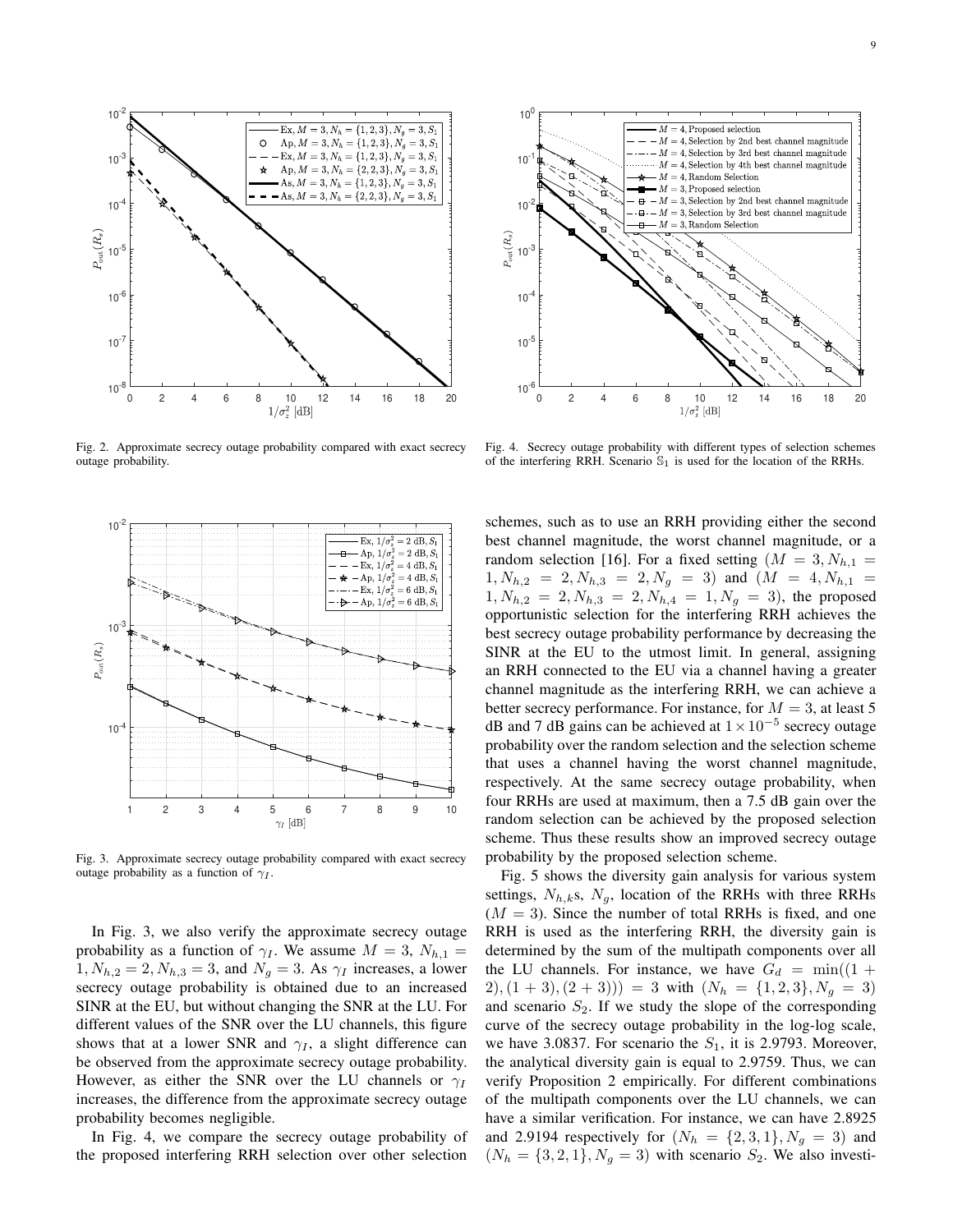Fig. 2. Approximate secrecy outage probability compared with exact secrecy outage probability.

Fig. 3. Approximate secrecy outage probability compared with exact secrecy outage probability as a function of $\gamma_I$.

In Fig. 3, we also verify the approximate secrecy outage probability as a function of $\gamma_I$. We assume $M = 3$, $N_{h,1} = 1, N_{h,2} = 2, N_{h,3} = 3$, and $N_g = 3$. As $\gamma_I$ increases, a lower secrecy outage probability is obtained due to an increased SINR at the EU, but without changing the SNR at the LU. For different values of the SNR over the LU channels, this figure shows that at a lower SNR and $\gamma_I$, a slight difference can be observed from the approximate secrecy outage probability. However, as either the SNR over the LU channels or $\gamma_I$ increases, the difference from the approximate secrecy outage probability becomes negligible.

In Fig. 4, we compare the secrecy outage probability of the proposed interfering RRH selection over other selection schemes, such as to use an RRH providing either the second best channel magnitude, the worst channel magnitude, or a random selection [16]. For a fixed setting ($M = 3, N_{h,1} = 1, N_{h,2} = 2, N_{h,3} = 2, N_g = 3$) and ($M = 4, N_{h,1} = 1, N_{h,2} = 2, N_{h,3} = 2, N_{h,4} = 1, N_g = 3$), the proposed opportunistic selection for the interfering RRH achieves the best secrecy outage probability performance by decreasing the SINR at the EU to the utmost limit. In general, assigning an RRH connected to the EU via a channel having a greater channel magnitude as the interfering RRH, we can achieve a better secrecy performance. For instance, for $M = 3$, at least 5 dB and 7 dB gains can be achieved at $1\times10^{-5}$ secrecy outage probability over the random selection and the selection scheme that uses a channel having the worst channel magnitude, respectively. At the same secrecy outage probability, when four RRHs are used at maximum, then a 7.5 dB gain over the random selection can be achieved by the proposed selection scheme. Thus these results show an improved secrecy outage probability by the proposed selection scheme.

Fig. 4. Secrecy outage probability with different types of selection schemes of the interfering RRH. Scenario $\mathbb{S}_1$ is used for the location of the RRHs.

Fig. 5 shows the diversity gain analysis for various system settings, $N_{h,k}$s, $N_g$, location of the RRHs with three RRHs ($M = 3$). Since the number of total RRHs is fixed, and one RRH is used as the interfering RRH, the diversity gain is determined by the sum of the multipath components over all the LU channels. For instance, we have $G_d = \min((1 + 2), (1 + 3), (2 + 3))) = 3$ with ($N_h = \{1, 2, 3\}, N_g = 3$) and scenario $S_2$. If we study the slope of the corresponding curve of the secrecy outage probability in the log-log scale, we have 3.0837. For scenario the $S_1$, it is 2.9793. Moreover, the analytical diversity gain is equal to 2.9759. Thus, we can verify Proposition 2 empirically. For different combinations of the multipath components over the LU channels, we can have a similar verification. For instance, we can have 2.8925 and 2.9194 respectively for ($N_h = \{2, 3, 1\}, N_g = 3$) and ($N_h = \{3, 2, 1\}, N_g = 3$) with scenario $S_2$. We also investi-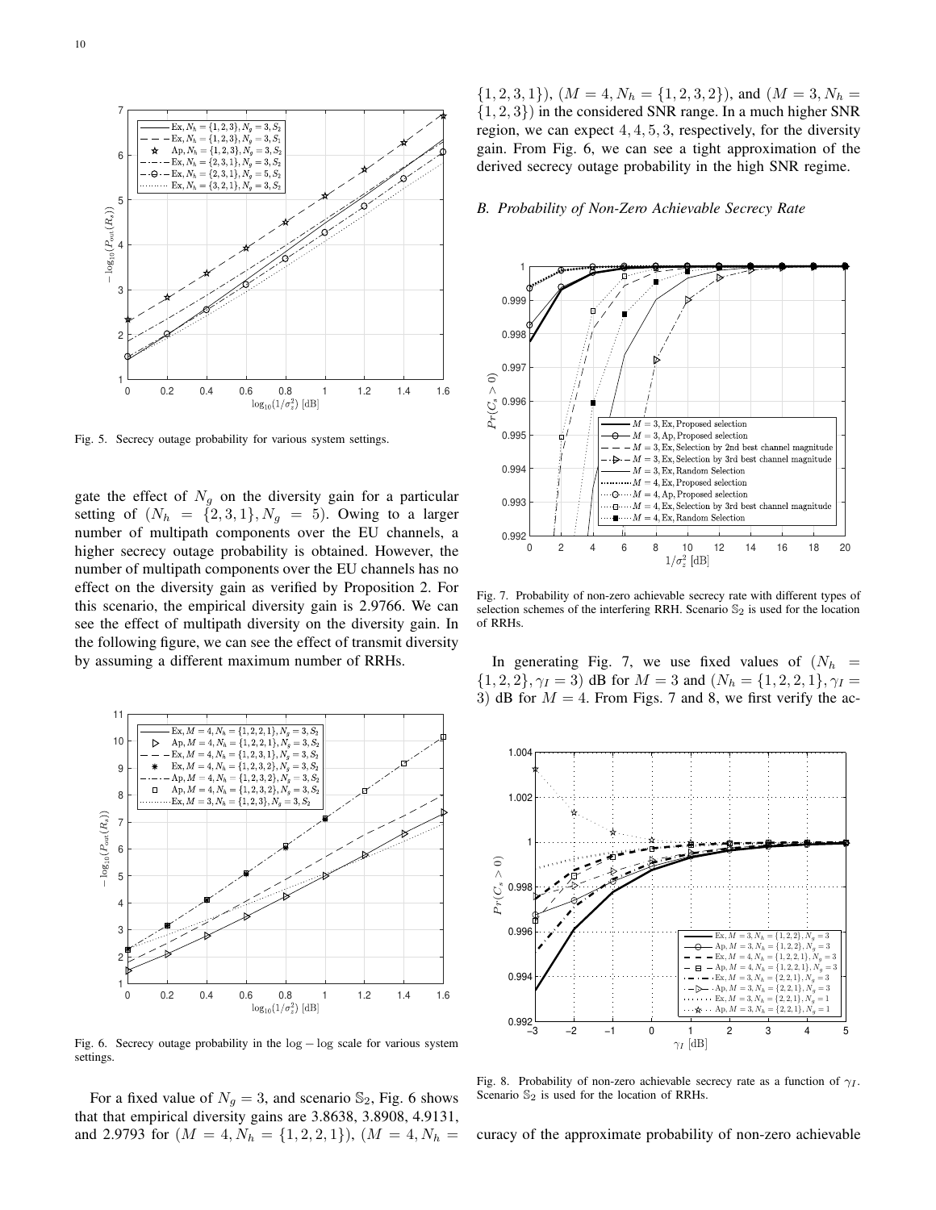Fig. 5. Secrecy outage probability for various system settings.

gate the effect of $N_g$ on the diversity gain for a particular setting of ($N_h = \{2, 3, 1\}, N_g = 5$). Owing to a larger number of multipath components over the EU channels, a higher secrecy outage probability is obtained. However, the number of multipath components over the EU channels has no effect on the diversity gain as verified by Proposition 2. For this scenario, the empirical diversity gain is 2.9766. We can see the effect of multipath diversity on the diversity gain. In the following figure, we can see the effect of transmit diversity by assuming a different maximum number of RRHs.

Fig. 6. Secrecy outage probability in the $\log-\log$ scale for various system settings.

For a fixed value of $N_g = 3$, and scenario $\mathbb{S}_2$, Fig. 6 shows that that empirical diversity gains are 3.8638, 3.8908, 4.9131, and 2.9793 for ($M = 4, N_h = \{1, 2, 2, 1\}$), ($M = 4, N_h = \{1, 2, 3, 1\}$), ($M = 4, N_h = \{1, 2, 3, 2\}$), and ($M = 3, N_h = \{1, 2, 3\}$) in the considered SNR range. In a much higher SNR region, we can expect $4, 4, 5, 3$, respectively, for the diversity gain. From Fig. 6, we can see a tight approximation of the derived secrecy outage probability in the high SNR regime.

### B. Probability of Non-Zero Achievable Secrecy Rate

Fig. 7. Probability of non-zero achievable secrecy rate with different types of selection schemes of the interfering RRH. Scenario $\mathbb{S}_2$ is used for the location of RRHs.

In generating Fig. 7, we use fixed values of ($N_h = \{1, 2, 2\}, \gamma_I = 3$) dB for $M = 3$ and ($N_h = \{1, 2, 2, 1\}, \gamma_I = 3$) dB for $M = 4$. From Figs. 7 and 8, we first verify the accuracy of the approximate probability of non-zero achievable

Fig. 8. Probability of non-zero achievable secrecy rate as a function of $\gamma_I$. Scenario $\mathbb{S}_2$ is used for the location of RRHs.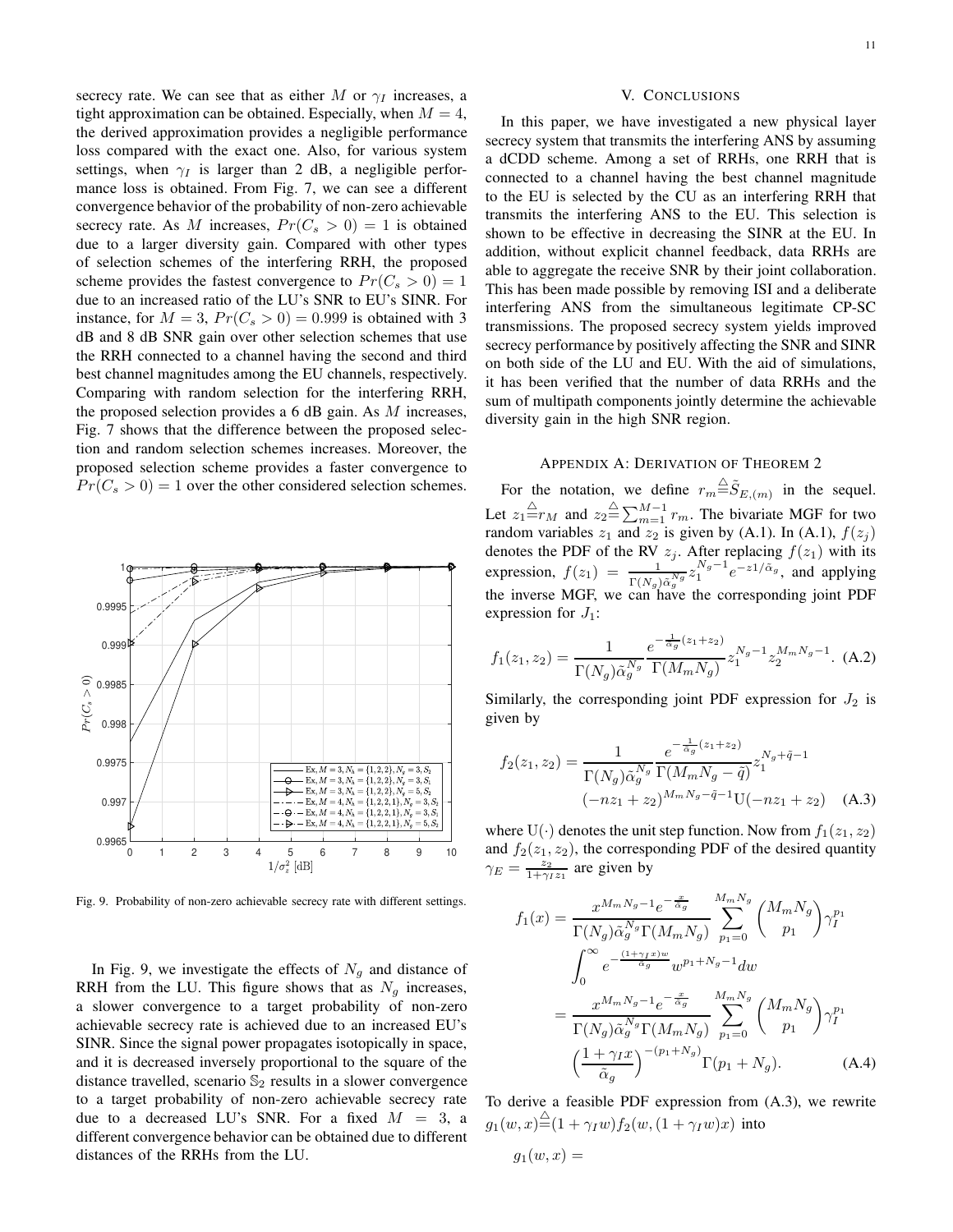secrecy rate. We can see that as either $M$ or $\gamma_I$ increases, a tight approximation can be obtained. Especially, when $M = 4$, the derived approximation provides a negligible performance loss compared with the exact one. Also, for various system settings, when $\gamma_I$ is larger than 2 dB, a negligible performance loss is obtained. From Fig. 7, we can see a different convergence behavior of the probability of non-zero achievable secrecy rate. As $M$ increases, $Pr(C_s > 0) = 1$ is obtained due to a larger diversity gain. Compared with other types of selection schemes of the interfering RRH, the proposed scheme provides the fastest convergence to $Pr(C_s > 0) = 1$ due to an increased ratio of the LU's SNR to EU's SINR. For instance, for $M = 3$, $Pr(C_s > 0) = 0.999$ is obtained with 3 dB and 8 dB SNR gain over other selection schemes that use the RRH connected to a channel having the second and third best channel magnitudes among the EU channels, respectively. Comparing with random selection for the interfering RRH, the proposed selection provides a 6 dB gain. As $M$ increases, Fig. 7 shows that the difference between the proposed selection and random selection schemes increases. Moreover, the proposed selection scheme provides a faster convergence to $Pr(C_s > 0) = 1$ over the other considered selection schemes.

Fig. 9. Probability of non-zero achievable secrecy rate with different settings.

In Fig. 9, we investigate the effects of $N_g$ and distance of RRH from the LU. This figure shows that as $N_g$ increases, a slower convergence to a target probability of non-zero achievable secrecy rate is achieved due to an increased EU's SINR. Since the signal power propagates isotopically in space, and it is decreased inversely proportional to the square of the distance travelled, scenario $\mathbb{S}_2$ results in a slower convergence to a target probability of non-zero achievable secrecy rate due to a decreased LU's SNR. For a fixed $M = 3$, a different convergence behavior can be obtained due to different distances of the RRHs from the LU.

## V. Conclusions

In this paper, we have investigated a new physical layer secrecy system that transmits the interfering ANS by assuming a dCDD scheme. Among a set of RRHs, one RRH that is connected to a channel having the best channel magnitude to the EU is selected by the CU as an interfering RRH that transmits the interfering ANS to the EU. This selection is shown to be effective in decreasing the SINR at the EU. In addition, without explicit channel feedback, data RRHs are able to aggregate the receive SNR by their joint collaboration. This has been made possible by removing ISI and a deliberate interfering ANS from the simultaneous legitimate CP-SC transmissions. The proposed secrecy system yields improved secrecy performance by positively affecting the SNR and SINR on both side of the LU and EU. With the aid of simulations, it has been verified that the number of data RRHs and the sum of multipath components jointly determine the achievable diversity gain in the high SNR region.

## Appendix A: Derivation of Theorem 2

For the notation, we define $r_m \overset{\triangle}{=} \tilde{S}_{E,(m)}$ in the sequel. Let $z_1 \overset{\triangle}{=} r_M$ and $z_2 \overset{\triangle}{=} \sum_{m=1}^{M-1} r_m$. The bivariate MGF for two random variables $z_1$ and $z_2$ is given by (A.1). In (A.1), $f(z_j)$ denotes the PDF of the RV $z_j$. After replacing $f(z_1)$ with its expression, $f(z_1) = \frac{1}{\Gamma(N_g)\tilde{\alpha}_g^{N_g}} z_1^{N_g-1} e^{-z1/\tilde{\alpha}_g}$, and applying the inverse MGF, we can have the corresponding joint PDF expression for $J_1$:

$$f_1(z_1, z_2) = \frac{1}{\Gamma(N_g)\tilde{\alpha}_g^{N_g}} \frac{e^{-\frac{1}{\tilde{\alpha}_g}(z_1+z_2)}}{\Gamma(M_m N_g)} z_1^{N_g-1} z_2^{M_m N_g-1}. \quad \text{(A.2)}$$

Similarly, the corresponding joint PDF expression for $J_2$ is given by

$$f_2(z_1, z_2) = \frac{1}{\Gamma(N_g)\tilde{\alpha}_g^{N_g}} \frac{e^{-\frac{1}{\tilde{\alpha}_g}(z_1+z_2)}}{\Gamma(M_m N_g - \tilde{q})} z_1^{N_g+\tilde{q}-1} (-nz_1 + z_2)^{M_m N_g - \tilde{q}-1} \mathrm{U}(-nz_1 + z_2) \quad \text{(A.3)}$$

where $\mathrm{U}(\cdot)$ denotes the unit step function. Now from $f_1(z_1, z_2)$ and $f_2(z_1, z_2)$, the corresponding PDF of the desired quantity $\gamma_E = \frac{z_2}{1+\gamma_I z_1}$ are given by

$$\begin{aligned} f_1(x) &= \frac{x^{M_m N_g-1} e^{-\frac{x}{\tilde{\alpha}_g}}}{\Gamma(N_g)\tilde{\alpha}_g^{N_g}\Gamma(M_m N_g)} \sum_{p_1=0}^{M_m N_g} \binom{M_m N_g}{p_1} \gamma_I^{p_1} \\ &\quad \int_0^\infty e^{-\frac{(1+\gamma_I x)w}{\tilde{\alpha}_g}} w^{p_1+N_g-1} dw \\ &= \frac{x^{M_m N_g-1} e^{-\frac{x}{\tilde{\alpha}_g}}}{\Gamma(N_g)\tilde{\alpha}_g^{N_g}\Gamma(M_m N_g)} \sum_{p_1=0}^{M_m N_g} \binom{M_m N_g}{p_1} \gamma_I^{p_1} \\ &\quad \left(\frac{1+\gamma_I x}{\tilde{\alpha}_g}\right)^{-(p_1+N_g)} \Gamma(p_1 + N_g). \end{aligned} \quad \text{(A.4)}$$

To derive a feasible PDF expression from (A.3), we rewrite $g_1(w, x) \overset{\triangle}{=} (1 + \gamma_I w) f_2(w, (1 + \gamma_I w)x)$ into

$g_1(w, x) =$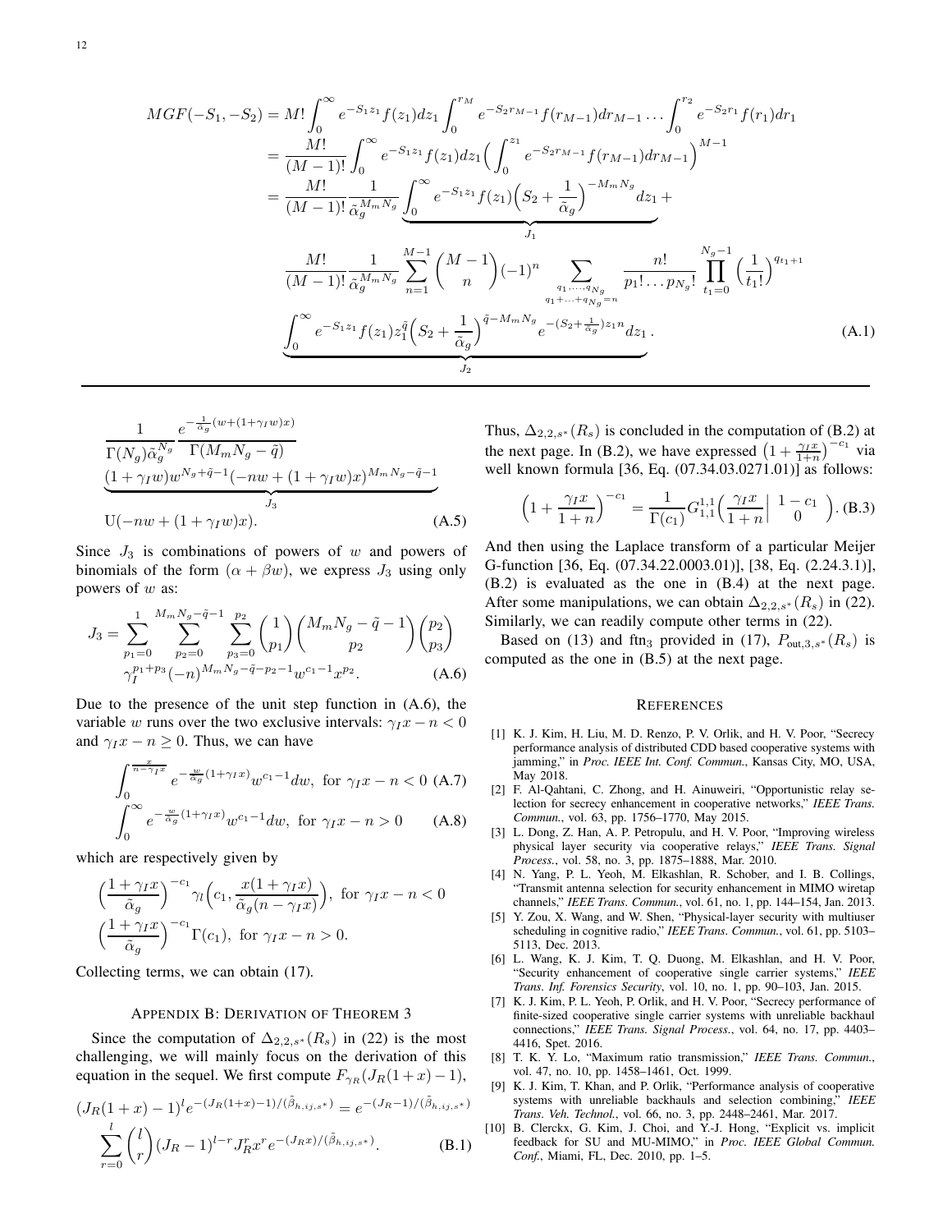$$
\begin{aligned}
MGF(-S_1,-S_2) &= M!\int_0^\infty e^{-S_1 z_1} f(z_1)dz_1 \int_0^{r_M} e^{-S_2 r_{M-1}} f(r_{M-1})dr_{M-1}\ldots\int_0^{r_2} e^{-S_2 r_1} f(r_1)dr_1\\
&= \frac{M!}{(M-1)!}\int_0^\infty e^{-S_1 z_1} f(z_1)dz_1\Big(\int_0^{z_1} e^{-S_2 r_{M-1}} f(r_{M-1})dr_{M-1}\Big)^{M-1}\\
&= \frac{M!}{(M-1)!}\frac{1}{\tilde{\alpha}_g^{M_m N_g}}\underbrace{\int_0^\infty e^{-S_1 z_1} f(z_1)\Big(S_2+\frac{1}{\tilde{\alpha}_g}\Big)^{-M_m N_g}dz_1}_{J_1}+\\
&\quad \frac{M!}{(M-1)!}\frac{1}{\tilde{\alpha}_g^{M_m N_g}}\sum_{n=1}^{M-1}\binom{M-1}{n}(-1)^n\sum_{\substack{q_1,\ldots,q_{N_g}\\ q_1+\ldots+q_{N_g}=n}}\frac{n!}{p_1!\ldots p_{N_g}!}\prod_{t_1=0}^{N_g-1}\Big(\frac{1}{t_1!}\Big)^{q_{t_1+1}}\\
&\quad \underbrace{\int_0^\infty e^{-S_1 z_1} f(z_1) z_1^{\tilde{q}}\Big(S_2+\frac{1}{\tilde{\alpha}_g}\Big)^{\tilde{q}-M_m N_g} e^{-(S_2+\frac{1}{\tilde{\alpha}_g})z_1 n}dz_1}_{J_2}.
\end{aligned}
\tag{A.1}
$$

$$
\frac{1}{\Gamma(N_g)\tilde{\alpha}_g^{N_g}}\frac{e^{-\frac{1}{\tilde{\alpha}_g}(w+(1+\gamma_I w)x)}}{\Gamma(M_m N_g-\tilde{q})}
\underbrace{(1+\gamma_I w)w^{N_g+\tilde{q}-1}(-nw+(1+\gamma_I w)x)^{M_m N_g-\tilde{q}-1}}_{J_3}
\mathrm{U}(-nw+(1+\gamma_I w)x). \tag{A.5}
$$

Since $J_3$ is combinations of powers of $w$ and powers of binomials of the form $(\alpha+\beta w)$, we express $J_3$ using only powers of $w$ as:

$$
J_3=\sum_{p_1=0}^{1}\sum_{p_2=0}^{M_m N_g-\tilde{q}-1}\sum_{p_3=0}^{p_2}\binom{1}{p_1}\binom{M_m N_g-\tilde{q}-1}{p_2}\binom{p_2}{p_3}
\gamma_I^{p_1+p_3}(-n)^{M_m N_g-\tilde{q}-p_2-1}w^{c_1-1}x^{p_2}. \tag{A.6}
$$

Due to the presence of the unit step function in (A.6), the variable $w$ runs over the two exclusive intervals: $\gamma_I x-n<0$ and $\gamma_I x-n\geq 0$. Thus, we can have

$$
\int_0^{\frac{x}{n-\gamma_I x}} e^{-\frac{w}{\tilde{\alpha}_g}(1+\gamma_I x)}w^{c_1-1}dw,\ \text{for}\ \gamma_I x-n<0 \tag{A.7}
$$

$$
\int_0^{\infty} e^{-\frac{w}{\tilde{\alpha}_g}(1+\gamma_I x)}w^{c_1-1}dw,\ \text{for}\ \gamma_I x-n>0 \tag{A.8}
$$

which are respectively given by

$$
\Big(\frac{1+\gamma_I x}{\tilde{\alpha}_g}\Big)^{-c_1}\gamma_l\Big(c_1,\frac{x(1+\gamma_I x)}{\tilde{\alpha}_g(n-\gamma_I x)}\Big),\ \text{for}\ \gamma_I x-n<0
$$

$$
\Big(\frac{1+\gamma_I x}{\tilde{\alpha}_g}\Big)^{-c_1}\Gamma(c_1),\ \text{for}\ \gamma_I x-n>0.
$$

Collecting terms, we can obtain (17).

## Appendix B: Derivation of Theorem 3

Since the computation of $\Delta_{2,2,s^*}(R_s)$ in (22) is the most challenging, we will mainly focus on the derivation of this equation in the sequel. We first compute $F_{\gamma_R}(J_R(1+x)-1)$,

$$
(J_R(1+x)-1)^l e^{-(J_R(1+x)-1)/(\tilde{\beta}_{h,ij,s^*})}=e^{-(J_R-1)/(\tilde{\beta}_{h,ij,s^*})}
\sum_{r=0}^{l}\binom{l}{r}(J_R-1)^{l-r}J_R^r x^r e^{-(J_R x)/(\tilde{\beta}_{h,ij,s^*})}. \tag{B.1}
$$

Thus, $\Delta_{2,2,s^*}(R_s)$ is concluded in the computation of (B.2) at the next page. In (B.2), we have expressed $\big(1+\frac{\gamma_I x}{1+n}\big)^{-c_1}$ via well known formula [36, Eq. (07.34.03.0271.01)] as follows:

$$
\Big(1+\frac{\gamma_I x}{1+n}\Big)^{-c_1}=\frac{1}{\Gamma(c_1)}G_{1,1}^{1,1}\Big(\frac{\gamma_I x}{1+n}\Big|\begin{array}{c}1-c_1\\0\end{array}\Big). \tag{B.3}
$$

And then using the Laplace transform of a particular Meijer G-function [36, Eq. (07.34.22.0003.01)], [38, Eq. (2.24.3.1)], (B.2) is evaluated as the one in (B.4) at the next page. After some manipulations, we can obtain $\Delta_{2,2,s^*}(R_s)$ in (22). Similarly, we can readily compute other terms in (22).

Based on (13) and $\text{ftn}_3$ provided in (17), $P_{\text{out},3,s^*}(R_s)$ is computed as the one in (B.5) at the next page.

## References

[1] K. J. Kim, H. Liu, M. D. Renzo, P. V. Orlik, and H. V. Poor, "Secrecy performance analysis of distributed CDD based cooperative systems with jamming," in *Proc. IEEE Int. Conf. Commun.*, Kansas City, MO, USA, May 2018.

[2] F. Al-Qahtani, C. Zhong, and H. Ainuweiri, "Opportunistic relay selection for secrecy enhancement in cooperative networks," *IEEE Trans. Commun.*, vol. 63, pp. 1756–1770, May 2015.

[3] L. Dong, Z. Han, A. P. Petropulu, and H. V. Poor, "Improving wireless physical layer security via cooperative relays," *IEEE Trans. Signal Process.*, vol. 58, no. 3, pp. 1875–1888, Mar. 2010.

[4] N. Yang, P. L. Yeoh, M. Elkashlan, R. Schober, and I. B. Collings, "Transmit antenna selection for security enhancement in MIMO wiretap channels," *IEEE Trans. Commun.*, vol. 61, no. 1, pp. 144–154, Jan. 2013.

[5] Y. Zou, X. Wang, and W. Shen, "Physical-layer security with multiuser scheduling in cognitive radio," *IEEE Trans. Commun.*, vol. 61, pp. 5103–5113, Dec. 2013.

[6] L. Wang, K. J. Kim, T. Q. Duong, M. Elkashlan, and H. V. Poor, "Security enhancement of cooperative single carrier systems," *IEEE Trans. Inf. Forensics Security*, vol. 10, no. 1, pp. 90–103, Jan. 2015.

[7] K. J. Kim, P. L. Yeoh, P. Orlik, and H. V. Poor, "Secrecy performance of finite-sized cooperative single carrier systems with unreliable backhaul connections," *IEEE Trans. Signal Process.*, vol. 64, no. 17, pp. 4403–4416, Spet. 2016.

[8] T. K. Y. Lo, "Maximum ratio transmission," *IEEE Trans. Commun.*, vol. 47, no. 10, pp. 1458–1461, Oct. 1999.

[9] K. J. Kim, T. Khan, and P. Orlik, "Performance analysis of cooperative systems with unreliable backhauls and selection combining," *IEEE Trans. Veh. Technol.*, vol. 66, no. 3, pp. 2448–2461, Mar. 2017.

[10] B. Clerckx, G. Kim, J. Choi, and Y.-J. Hong, "Explicit vs. implicit feedback for SU and MU-MIMO," in *Proc. IEEE Global Commun. Conf.*, Miami, FL, Dec. 2010, pp. 1–5.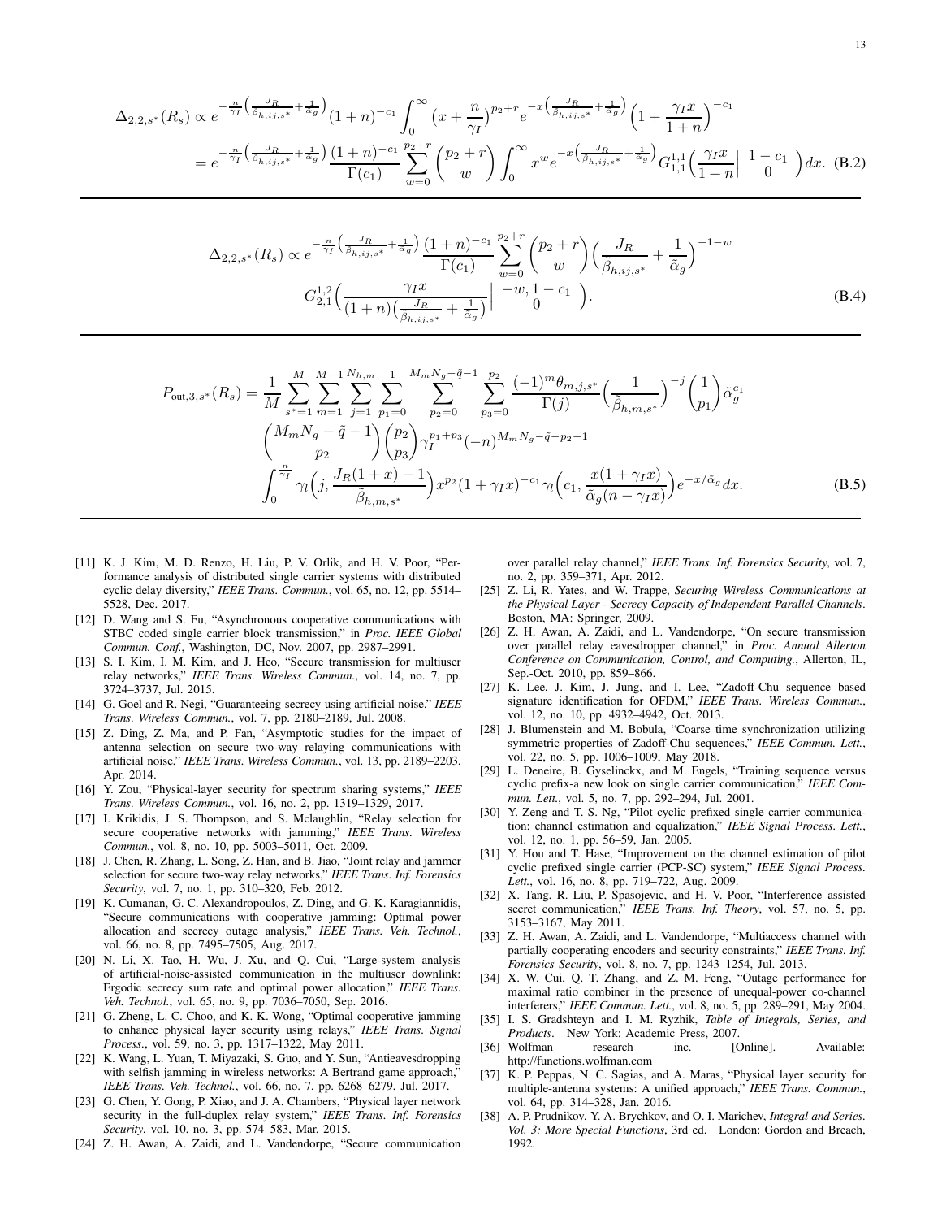$$
\begin{aligned}
\Delta_{2,2,s^*}(R_s) &\propto e^{-\frac{n}{\gamma_I}\left(\frac{J_R}{\tilde{\beta}_{h,ij,s^*}}+\frac{1}{\tilde{\alpha}_g}\right)}(1+n)^{-c_1}\int_0^\infty \left(x+\frac{n}{\gamma_I}\right)^{p_2+r} e^{-x\left(\frac{J_R}{\tilde{\beta}_{h,ij,s^*}}+\frac{1}{\tilde{\alpha}_g}\right)}\left(1+\frac{\gamma_I x}{1+n}\right)^{-c_1} \\
&= e^{-\frac{n}{\gamma_I}\left(\frac{J_R}{\tilde{\beta}_{h,ij,s^*}}+\frac{1}{\tilde{\alpha}_g}\right)}\frac{(1+n)^{-c_1}}{\Gamma(c_1)}\sum_{w=0}^{p_2+r}\binom{p_2+r}{w}\int_0^\infty x^w e^{-x\left(\frac{J_R}{\tilde{\beta}_{h,ij,s^*}}+\frac{1}{\tilde{\alpha}_g}\right)} G_{1,1}^{1,1}\left(\frac{\gamma_I x}{1+n}\Big|\begin{array}{c}1-c_1\\0\end{array}\right)dx. \quad \text{(B.2)}
\end{aligned}
$$

$$
\begin{aligned}
\Delta_{2,2,s^*}(R_s) \propto\; & e^{-\frac{n}{\gamma_I}\left(\frac{J_R}{\tilde{\beta}_{h,ij,s^*}}+\frac{1}{\tilde{\alpha}_g}\right)}\frac{(1+n)^{-c_1}}{\Gamma(c_1)}\sum_{w=0}^{p_2+r}\binom{p_2+r}{w}\left(\frac{J_R}{\tilde{\beta}_{h,ij,s^*}}+\frac{1}{\tilde{\alpha}_g}\right)^{-1-w} \\
& G_{2,1}^{1,2}\left(\frac{\gamma_I x}{(1+n)\left(\frac{J_R}{\tilde{\beta}_{h,ij,s^*}}+\frac{1}{\tilde{\alpha}_g}\right)}\Big|\begin{array}{c}-w, 1-c_1\\0\end{array}\right). \quad \text{(B.4)}
\end{aligned}
$$

$$
\begin{aligned}
P_{\text{out},3,s^*}(R_s) = \;& \frac{1}{M}\sum_{s^*=1}^{M}\sum_{m=1}^{M-1}\sum_{j=1}^{N_{h,m}}\sum_{p_1=0}^{1}\sum_{p_2=0}^{M_mN_g-\tilde{q}-1}\sum_{p_3=0}^{p_2}\frac{(-1)^m\theta_{m,j,s^*}}{\Gamma(j)}\left(\frac{1}{\tilde{\beta}_{h,m,s^*}}\right)^{-j}\binom{1}{p_1}\tilde{\alpha}_g^{c_1} \\
& \binom{M_mN_g-\tilde{q}-1}{p_2}\binom{p_2}{p_3}\gamma_I^{p_1+p_3}(-n)^{M_mN_g-\tilde{q}-p_2-1} \\
& \int_0^{\frac{n}{\gamma_I}}\gamma_l\left(j,\frac{J_R(1+x)-1}{\tilde{\beta}_{h,m,s^*}}\right)x^{p_2}(1+\gamma_I x)^{-c_1}\gamma_l\left(c_1,\frac{x(1+\gamma_I x)}{\tilde{\alpha}_g(n-\gamma_I x)}\right)e^{-x/\tilde{\alpha}_g}dx. \quad \text{(B.5)}
\end{aligned}
$$

[11] K. J. Kim, M. D. Renzo, H. Liu, P. V. Orlik, and H. V. Poor, "Performance analysis of distributed single carrier systems with distributed cyclic delay diversity," *IEEE Trans. Commun.*, vol. 65, no. 12, pp. 5514–5528, Dec. 2017.

[12] D. Wang and S. Fu, "Asynchronous cooperative communications with STBC coded single carrier block transmission," in *Proc. IEEE Global Commun. Conf.*, Washington, DC, Nov. 2007, pp. 2987–2991.

[13] S. I. Kim, I. M. Kim, and J. Heo, "Secure transmission for multiuser relay networks," *IEEE Trans. Wireless Commun.*, vol. 14, no. 7, pp. 3724–3737, Jul. 2015.

[14] G. Goel and R. Negi, "Guaranteeing secrecy using artificial noise," *IEEE Trans. Wireless Commun.*, vol. 7, pp. 2180–2189, Jul. 2008.

[15] Z. Ding, Z. Ma, and P. Fan, "Asymptotic studies for the impact of antenna selection on secure two-way relaying communications with artificial noise," *IEEE Trans. Wireless Commun.*, vol. 13, pp. 2189–2203, Apr. 2014.

[16] Y. Zou, "Physical-layer security for spectrum sharing systems," *IEEE Trans. Wireless Commun.*, vol. 16, no. 2, pp. 1319–1329, 2017.

[17] I. Krikidis, J. S. Thompson, and S. Mclaughlin, "Relay selection for secure cooperative networks with jamming," *IEEE Trans. Wireless Commun.*, vol. 8, no. 10, pp. 5003–5011, Oct. 2009.

[18] J. Chen, R. Zhang, L. Song, Z. Han, and B. Jiao, "Joint relay and jammer selection for secure two-way relay networks," *IEEE Trans. Inf. Forensics Security*, vol. 7, no. 1, pp. 310–320, Feb. 2012.

[19] K. Cumanan, G. C. Alexandropoulos, Z. Ding, and G. K. Karagiannidis, "Secure communications with cooperative jamming: Optimal power allocation and secrecy outage analysis," *IEEE Trans. Veh. Technol.*, vol. 66, no. 8, pp. 7495–7505, Aug. 2017.

[20] N. Li, X. Tao, H. Wu, J. Xu, and Q. Cui, "Large-system analysis of artificial-noise-assisted communication in the multiuser downlink: Ergodic secrecy sum rate and optimal power allocation," *IEEE Trans. Veh. Technol.*, vol. 65, no. 9, pp. 7036–7050, Sep. 2016.

[21] G. Zheng, L. C. Choo, and K. K. Wong, "Optimal cooperative jamming to enhance physical layer security using relays," *IEEE Trans. Signal Process.*, vol. 59, no. 3, pp. 1317–1322, May 2011.

[22] K. Wang, L. Yuan, T. Miyazaki, S. Guo, and Y. Sun, "Antieavesdropping with selfish jamming in wireless networks: A Bertrand game approach," *IEEE Trans. Veh. Technol.*, vol. 66, no. 7, pp. 6268–6279, Jul. 2017.

[23] G. Chen, Y. Gong, P. Xiao, and J. A. Chambers, "Physical layer network security in the full-duplex relay system," *IEEE Trans. Inf. Forensics Security*, vol. 10, no. 3, pp. 574–583, Mar. 2015.

[24] Z. H. Awan, A. Zaidi, and L. Vandendorpe, "Secure communication over parallel relay channel," *IEEE Trans. Inf. Forensics Security*, vol. 7, no. 2, pp. 359–371, Apr. 2012.

[25] Z. Li, R. Yates, and W. Trappe, *Securing Wireless Communications at the Physical Layer - Secrecy Capacity of Independent Parallel Channels*. Boston, MA: Springer, 2009.

[26] Z. H. Awan, A. Zaidi, and L. Vandendorpe, "On secure transmission over parallel relay eavesdropper channel," in *Proc. Annual Allerton Conference on Communication, Control, and Computing.*, Allerton, IL, Sep.-Oct. 2010, pp. 859–866.

[27] K. Lee, J. Kim, J. Jung, and I. Lee, "Zadoff-Chu sequence based signature identification for OFDM," *IEEE Trans. Wireless Commun.*, vol. 12, no. 10, pp. 4932–4942, Oct. 2013.

[28] J. Blumenstein and M. Bobula, "Coarse time synchronization utilizing symmetric properties of Zadoff-Chu sequences," *IEEE Commun. Lett.*, vol. 22, no. 5, pp. 1006–1009, May 2018.

[29] L. Deneire, B. Gyselinckx, and M. Engels, "Training sequence versus cyclic prefix-a new look on single carrier communication," *IEEE Commun. Lett.*, vol. 5, no. 7, pp. 292–294, Jul. 2001.

[30] Y. Zeng and T. S. Ng, "Pilot cyclic prefixed single carrier communication: channel estimation and equalization," *IEEE Signal Process. Lett.*, vol. 12, no. 1, pp. 56–59, Jan. 2005.

[31] Y. Hou and T. Hase, "Improvement on the channel estimation of pilot cyclic prefixed single carrier (PCP-SC) system," *IEEE Signal Process. Lett.*, vol. 16, no. 8, pp. 719–722, Aug. 2009.

[32] X. Tang, R. Liu, P. Spasojevic, and H. V. Poor, "Interference assisted secret communication," *IEEE Trans. Inf. Theory*, vol. 57, no. 5, pp. 3153–3167, May 2011.

[33] Z. H. Awan, A. Zaidi, and L. Vandendorpe, "Multiaccess channel with partially cooperating encoders and security constraints," *IEEE Trans. Inf. Forensics Security*, vol. 8, no. 7, pp. 1243–1254, Jul. 2013.

[34] X. W. Cui, Q. T. Zhang, and Z. M. Feng, "Outage performance for maximal ratio combiner in the presence of unequal-power co-channel interferers," *IEEE Commun. Lett.*, vol. 8, no. 5, pp. 289–291, May 2004.

[35] I. S. Gradshteyn and I. M. Ryzhik, *Table of Integrals, Series, and Products*. New York: Academic Press, 2007.

[36] Wolfman research inc. [Online]. Available: http://functions.wolfman.com

[37] K. P. Peppas, N. C. Sagias, and A. Maras, "Physical layer security for multiple-antenna systems: A unified approach," *IEEE Trans. Commun.*, vol. 64, pp. 314–328, Jan. 2016.

[38] A. P. Prudnikov, Y. A. Brychkov, and O. I. Marichev, *Integral and Series. Vol. 3: More Special Functions*, 3rd ed. London: Gordon and Breach, 1992.